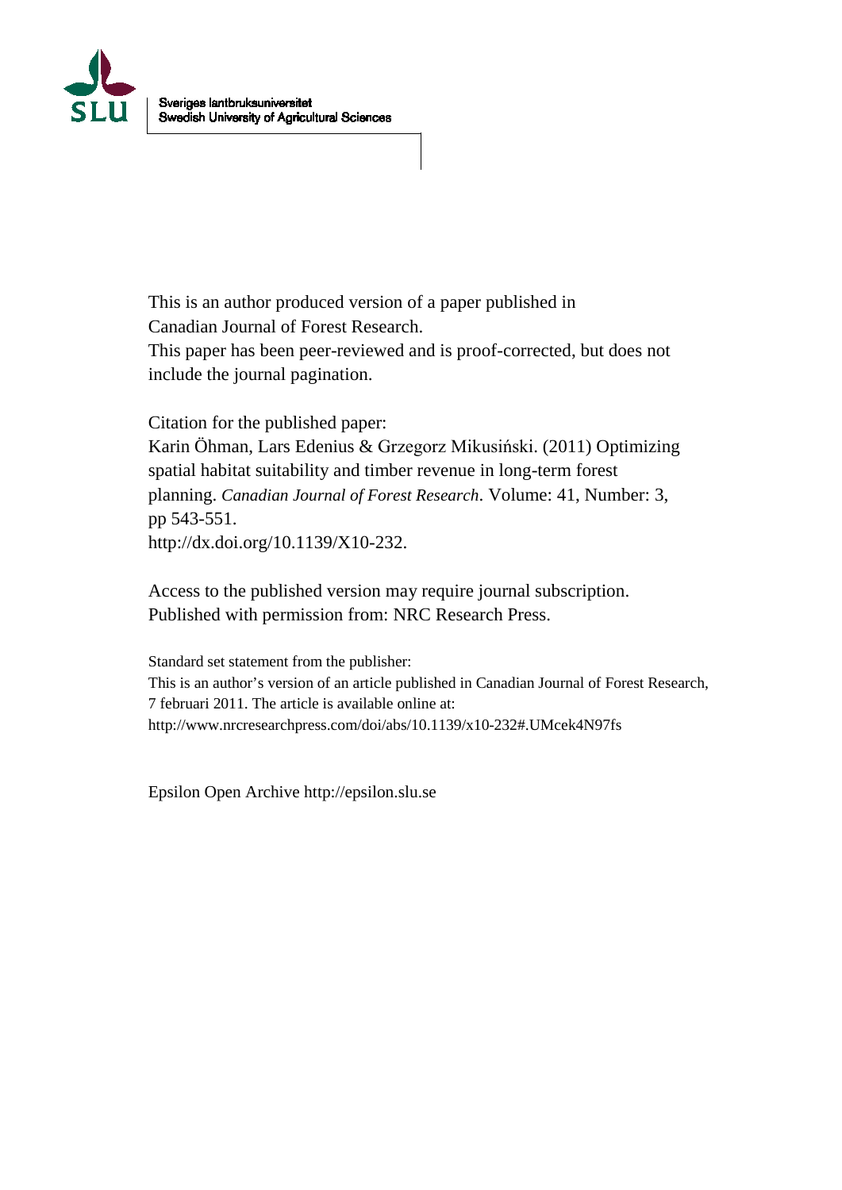Sveriges lantbruksuniversitet
Swedish University of Agricultural Sciences

This is an author produced version of a paper published in
Canadian Journal of Forest Research.
This paper has been peer-reviewed and is proof-corrected, but does not include the journal pagination.

Citation for the published paper:
Karin Öhman, Lars Edenius & Grzegorz Mikusiński. (2011) Optimizing spatial habitat suitability and timber revenue in long-term forest planning. *Canadian Journal of Forest Research*. Volume: 41, Number: 3, pp 543-551.
http://dx.doi.org/10.1139/X10-232.

Access to the published version may require journal subscription.
Published with permission from: NRC Research Press.

Standard set statement from the publisher:
This is an author's version of an article published in Canadian Journal of Forest Research, 7 februari 2011. The article is available online at:
http://www.nrcresearchpress.com/doi/abs/10.1139/x10-232#.UMcek4N97fs

Epsilon Open Archive http://epsilon.slu.se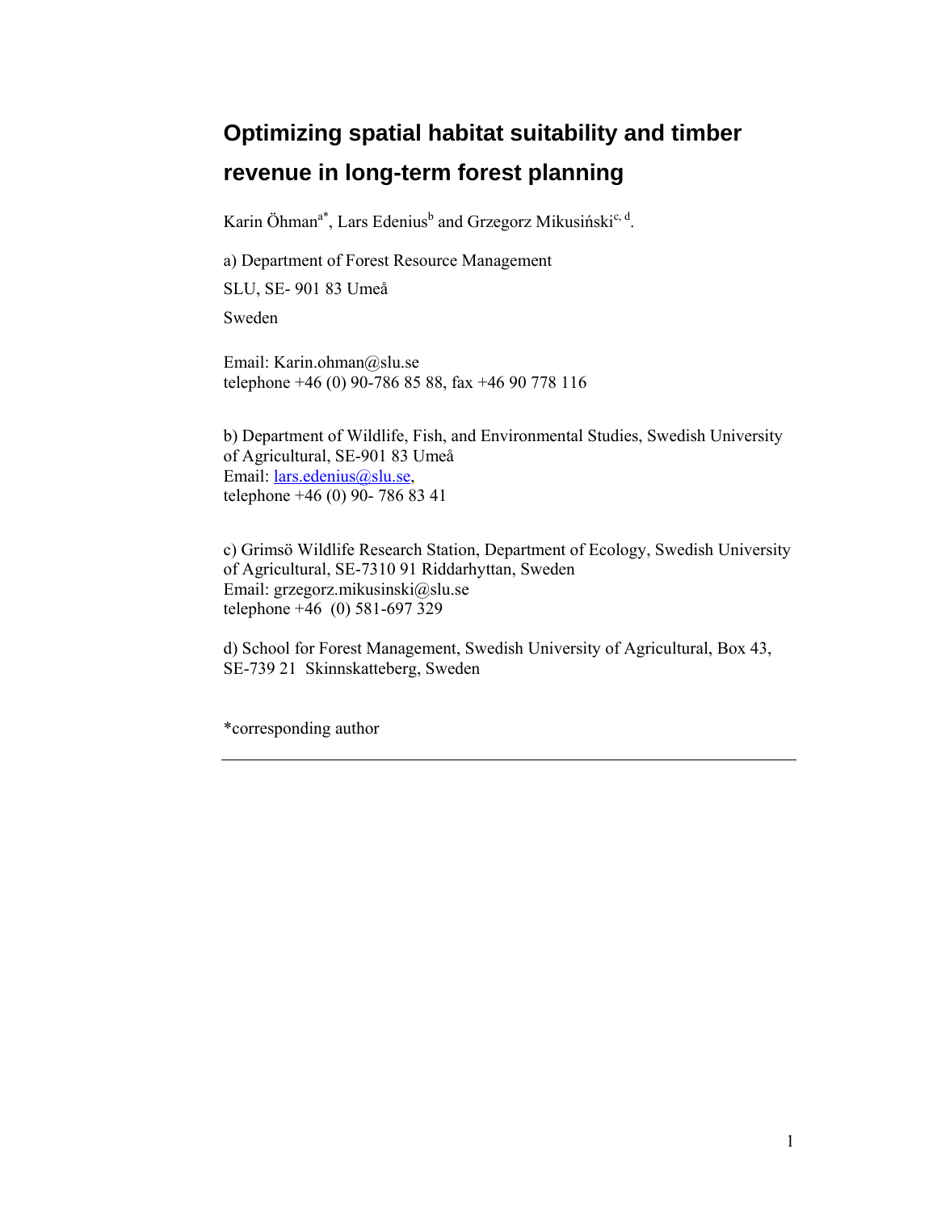# Optimizing spatial habitat suitability and timber revenue in long-term forest planning

Karin Öhman[a*], Lars Edenius[b] and Grzegorz Mikusiński[c, d].

a) Department of Forest Resource Management

SLU, SE- 901 83 Umeå

Sweden

Email: Karin.ohman@slu.se
telephone +46 (0) 90-786 85 88, fax +46 90 778 116

b) Department of Wildlife, Fish, and Environmental Studies, Swedish University of Agricultural, SE-901 83 Umeå
Email: lars.edenius@slu.se,
telephone +46 (0) 90- 786 83 41

c) Grimsö Wildlife Research Station, Department of Ecology, Swedish University of Agricultural, SE-7310 91 Riddarhyttan, Sweden
Email: grzegorz.mikusinski@slu.se
telephone +46 (0) 581-697 329

d) School for Forest Management, Swedish University of Agricultural, Box 43, SE-739 21 Skinnskatteberg, Sweden

*corresponding author

---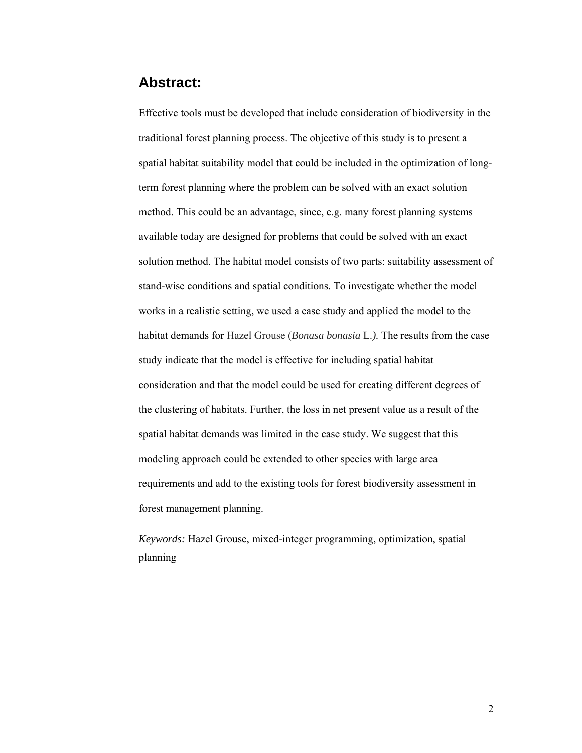## Abstract:

Effective tools must be developed that include consideration of biodiversity in the traditional forest planning process. The objective of this study is to present a spatial habitat suitability model that could be included in the optimization of long-term forest planning where the problem can be solved with an exact solution method. This could be an advantage, since, e.g. many forest planning systems available today are designed for problems that could be solved with an exact solution method. The habitat model consists of two parts: suitability assessment of stand-wise conditions and spatial conditions. To investigate whether the model works in a realistic setting, we used a case study and applied the model to the habitat demands for Hazel Grouse (*Bonasa bonasia* L.*).* The results from the case study indicate that the model is effective for including spatial habitat consideration and that the model could be used for creating different degrees of the clustering of habitats. Further, the loss in net present value as a result of the spatial habitat demands was limited in the case study. We suggest that this modeling approach could be extended to other species with large area requirements and add to the existing tools for forest biodiversity assessment in forest management planning.

---

*Keywords:* Hazel Grouse, mixed-integer programming, optimization, spatial planning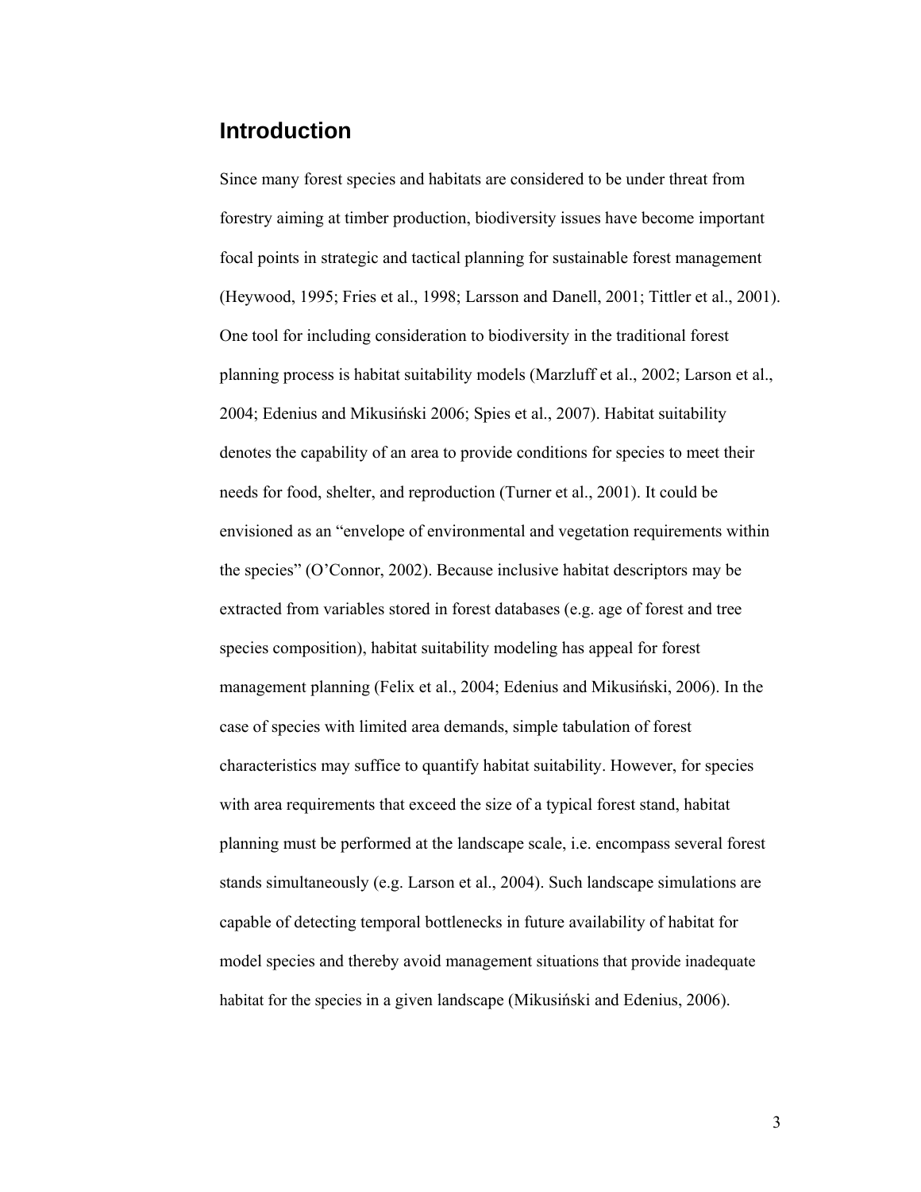## Introduction

Since many forest species and habitats are considered to be under threat from forestry aiming at timber production, biodiversity issues have become important focal points in strategic and tactical planning for sustainable forest management (Heywood, 1995; Fries et al., 1998; Larsson and Danell, 2001; Tittler et al., 2001). One tool for including consideration to biodiversity in the traditional forest planning process is habitat suitability models (Marzluff et al., 2002; Larson et al., 2004; Edenius and Mikusiński 2006; Spies et al., 2007). Habitat suitability denotes the capability of an area to provide conditions for species to meet their needs for food, shelter, and reproduction (Turner et al., 2001). It could be envisioned as an "envelope of environmental and vegetation requirements within the species" (O'Connor, 2002). Because inclusive habitat descriptors may be extracted from variables stored in forest databases (e.g. age of forest and tree species composition), habitat suitability modeling has appeal for forest management planning (Felix et al., 2004; Edenius and Mikusiński, 2006). In the case of species with limited area demands, simple tabulation of forest characteristics may suffice to quantify habitat suitability. However, for species with area requirements that exceed the size of a typical forest stand, habitat planning must be performed at the landscape scale, i.e. encompass several forest stands simultaneously (e.g. Larson et al., 2004). Such landscape simulations are capable of detecting temporal bottlenecks in future availability of habitat for model species and thereby avoid management situations that provide inadequate habitat for the species in a given landscape (Mikusiński and Edenius, 2006).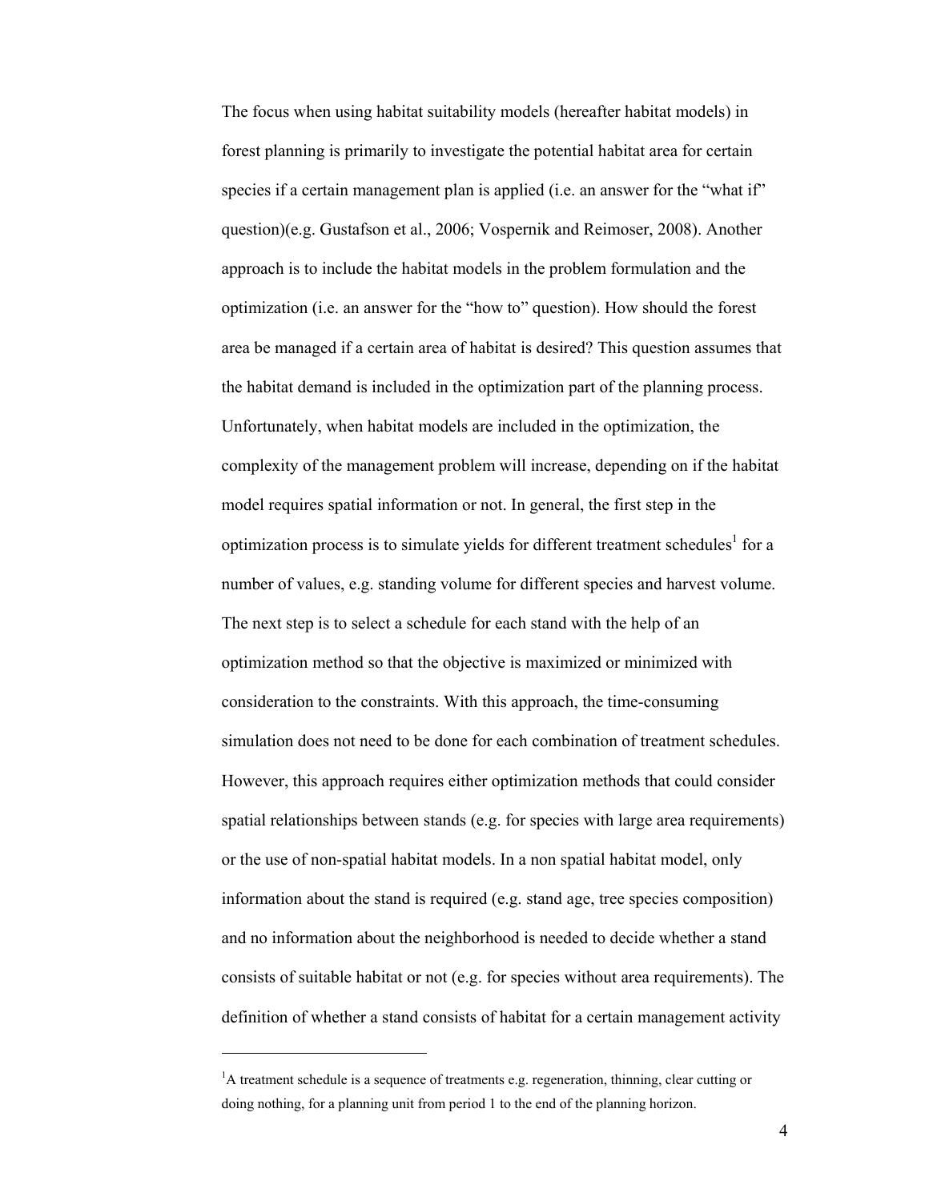The focus when using habitat suitability models (hereafter habitat models) in forest planning is primarily to investigate the potential habitat area for certain species if a certain management plan is applied (i.e. an answer for the "what if" question)(e.g. Gustafson et al., 2006; Vospernik and Reimoser, 2008). Another approach is to include the habitat models in the problem formulation and the optimization (i.e. an answer for the "how to" question). How should the forest area be managed if a certain area of habitat is desired? This question assumes that the habitat demand is included in the optimization part of the planning process. Unfortunately, when habitat models are included in the optimization, the complexity of the management problem will increase, depending on if the habitat model requires spatial information or not. In general, the first step in the optimization process is to simulate yields for different treatment schedules[1] for a number of values, e.g. standing volume for different species and harvest volume. The next step is to select a schedule for each stand with the help of an optimization method so that the objective is maximized or minimized with consideration to the constraints. With this approach, the time-consuming simulation does not need to be done for each combination of treatment schedules. However, this approach requires either optimization methods that could consider spatial relationships between stands (e.g. for species with large area requirements) or the use of non-spatial habitat models. In a non spatial habitat model, only information about the stand is required (e.g. stand age, tree species composition) and no information about the neighborhood is needed to decide whether a stand consists of suitable habitat or not (e.g. for species without area requirements). The definition of whether a stand consists of habitat for a certain management activity

---

[1]A treatment schedule is a sequence of treatments e.g. regeneration, thinning, clear cutting or doing nothing, for a planning unit from period 1 to the end of the planning horizon.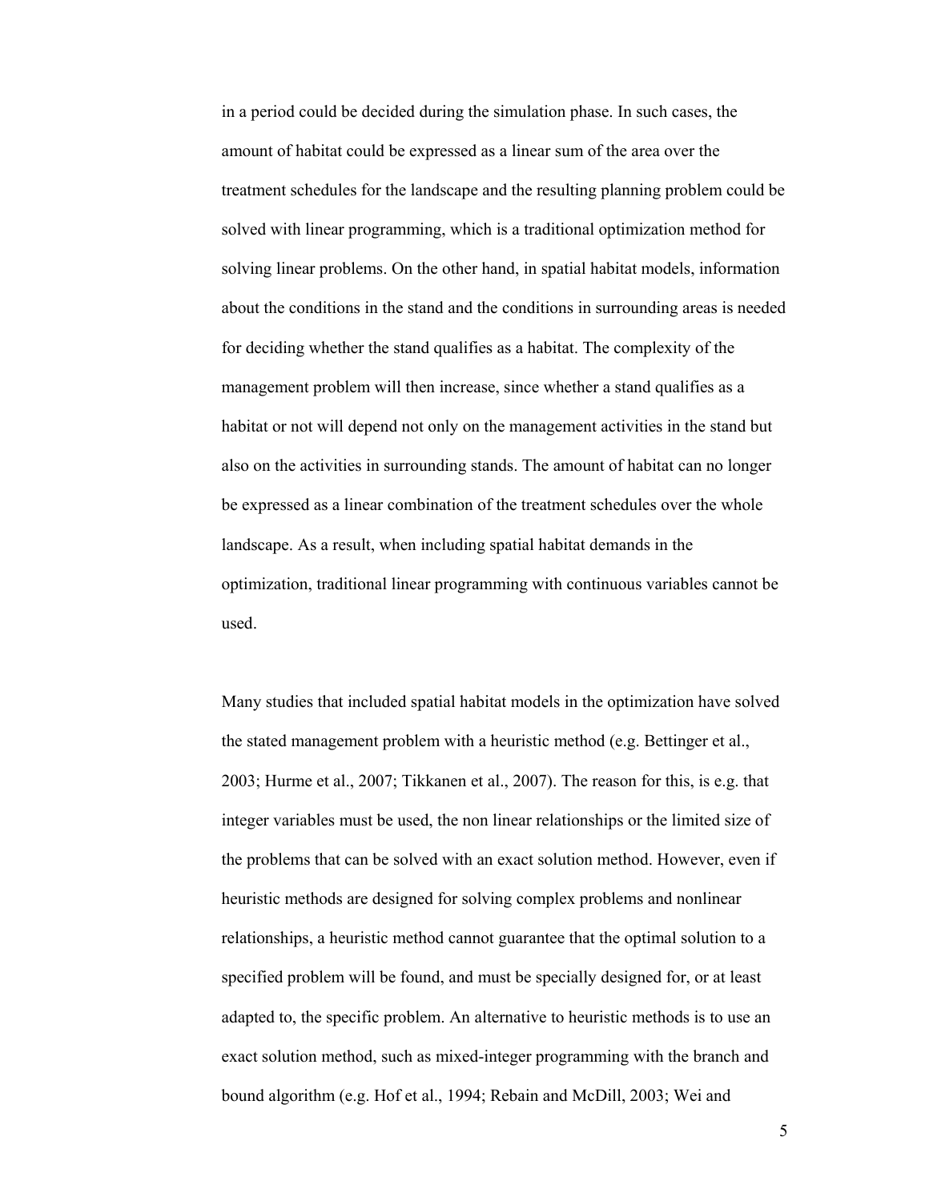in a period could be decided during the simulation phase. In such cases, the amount of habitat could be expressed as a linear sum of the area over the treatment schedules for the landscape and the resulting planning problem could be solved with linear programming, which is a traditional optimization method for solving linear problems. On the other hand, in spatial habitat models, information about the conditions in the stand and the conditions in surrounding areas is needed for deciding whether the stand qualifies as a habitat. The complexity of the management problem will then increase, since whether a stand qualifies as a habitat or not will depend not only on the management activities in the stand but also on the activities in surrounding stands. The amount of habitat can no longer be expressed as a linear combination of the treatment schedules over the whole landscape. As a result, when including spatial habitat demands in the optimization, traditional linear programming with continuous variables cannot be used.

Many studies that included spatial habitat models in the optimization have solved the stated management problem with a heuristic method (e.g. Bettinger et al., 2003; Hurme et al., 2007; Tikkanen et al., 2007). The reason for this, is e.g. that integer variables must be used, the non linear relationships or the limited size of the problems that can be solved with an exact solution method. However, even if heuristic methods are designed for solving complex problems and nonlinear relationships, a heuristic method cannot guarantee that the optimal solution to a specified problem will be found, and must be specially designed for, or at least adapted to, the specific problem. An alternative to heuristic methods is to use an exact solution method, such as mixed-integer programming with the branch and bound algorithm (e.g. Hof et al., 1994; Rebain and McDill, 2003; Wei and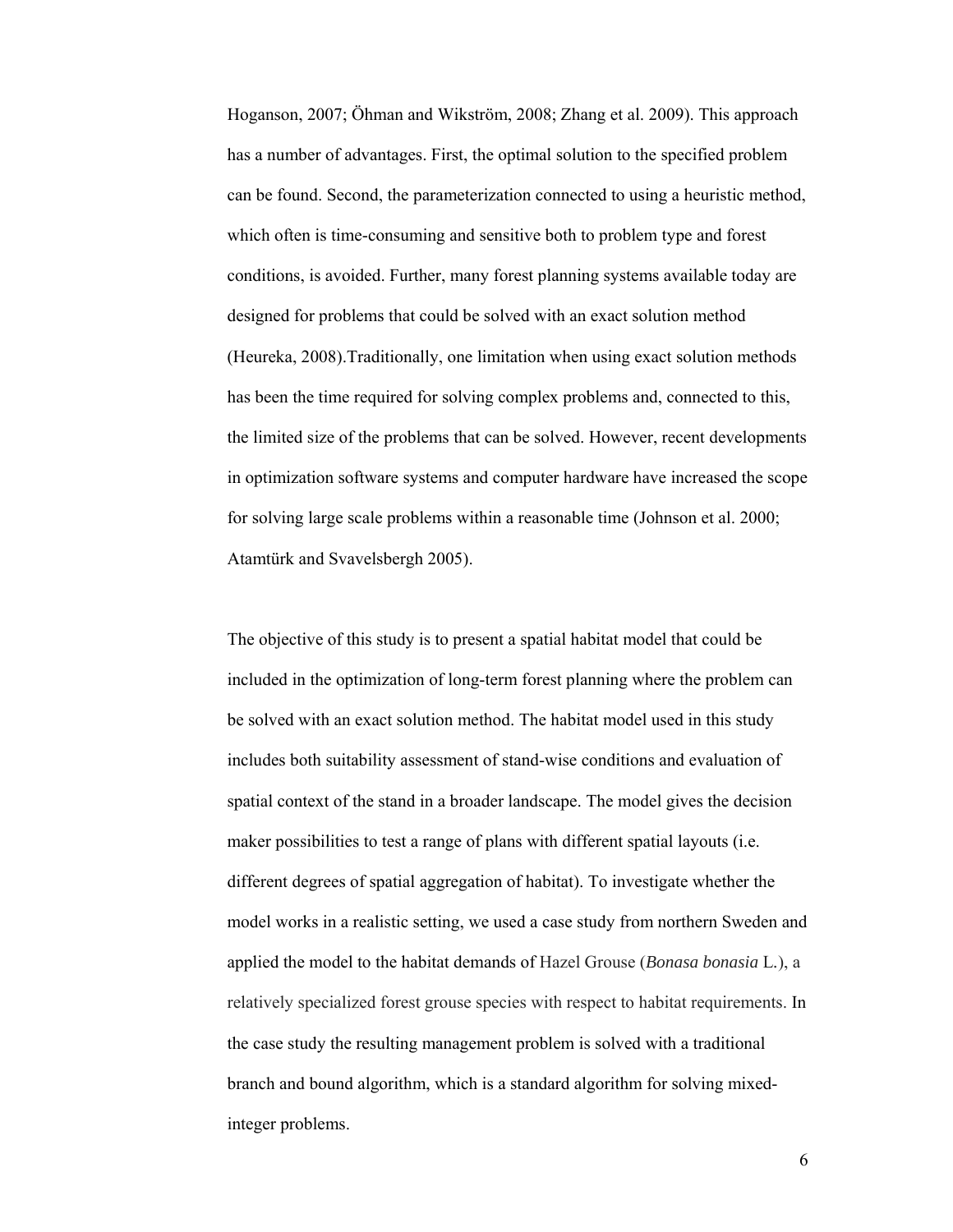Hoganson, 2007; Öhman and Wikström, 2008; Zhang et al. 2009). This approach has a number of advantages. First, the optimal solution to the specified problem can be found. Second, the parameterization connected to using a heuristic method, which often is time-consuming and sensitive both to problem type and forest conditions, is avoided. Further, many forest planning systems available today are designed for problems that could be solved with an exact solution method (Heureka, 2008).Traditionally, one limitation when using exact solution methods has been the time required for solving complex problems and, connected to this, the limited size of the problems that can be solved. However, recent developments in optimization software systems and computer hardware have increased the scope for solving large scale problems within a reasonable time (Johnson et al. 2000; Atamtürk and Svavelsbergh 2005).

The objective of this study is to present a spatial habitat model that could be included in the optimization of long-term forest planning where the problem can be solved with an exact solution method. The habitat model used in this study includes both suitability assessment of stand-wise conditions and evaluation of spatial context of the stand in a broader landscape. The model gives the decision maker possibilities to test a range of plans with different spatial layouts (i.e. different degrees of spatial aggregation of habitat). To investigate whether the model works in a realistic setting, we used a case study from northern Sweden and applied the model to the habitat demands of Hazel Grouse (*Bonasa bonasia* L.), a relatively specialized forest grouse species with respect to habitat requirements. In the case study the resulting management problem is solved with a traditional branch and bound algorithm, which is a standard algorithm for solving mixed-integer problems.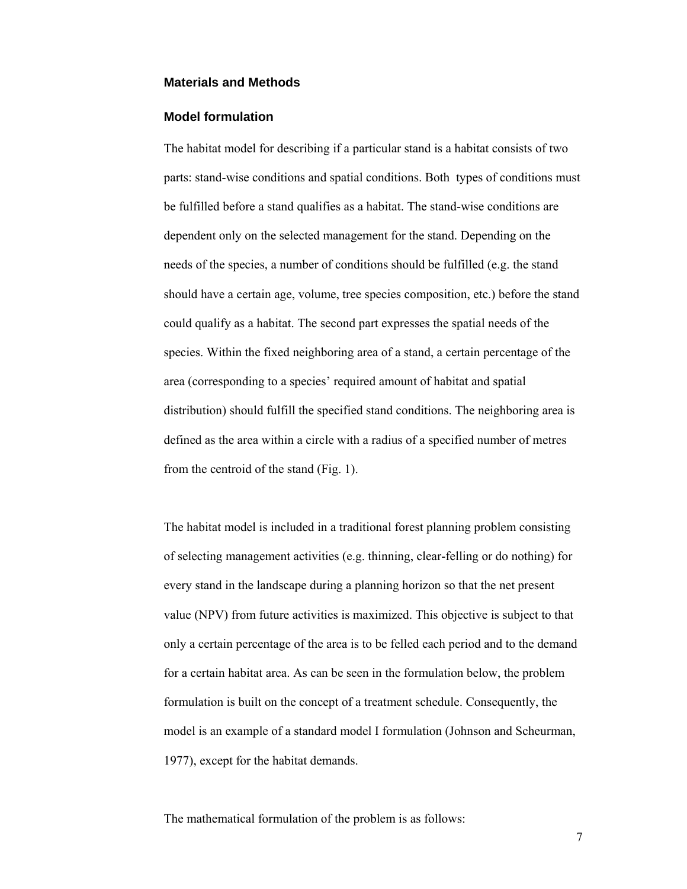## Materials and Methods

### Model formulation

The habitat model for describing if a particular stand is a habitat consists of two parts: stand-wise conditions and spatial conditions. Both types of conditions must be fulfilled before a stand qualifies as a habitat. The stand-wise conditions are dependent only on the selected management for the stand. Depending on the needs of the species, a number of conditions should be fulfilled (e.g. the stand should have a certain age, volume, tree species composition, etc.) before the stand could qualify as a habitat. The second part expresses the spatial needs of the species. Within the fixed neighboring area of a stand, a certain percentage of the area (corresponding to a species' required amount of habitat and spatial distribution) should fulfill the specified stand conditions. The neighboring area is defined as the area within a circle with a radius of a specified number of metres from the centroid of the stand (Fig. 1).

The habitat model is included in a traditional forest planning problem consisting of selecting management activities (e.g. thinning, clear-felling or do nothing) for every stand in the landscape during a planning horizon so that the net present value (NPV) from future activities is maximized. This objective is subject to that only a certain percentage of the area is to be felled each period and to the demand for a certain habitat area. As can be seen in the formulation below, the problem formulation is built on the concept of a treatment schedule. Consequently, the model is an example of a standard model I formulation (Johnson and Scheurman, 1977), except for the habitat demands.

The mathematical formulation of the problem is as follows: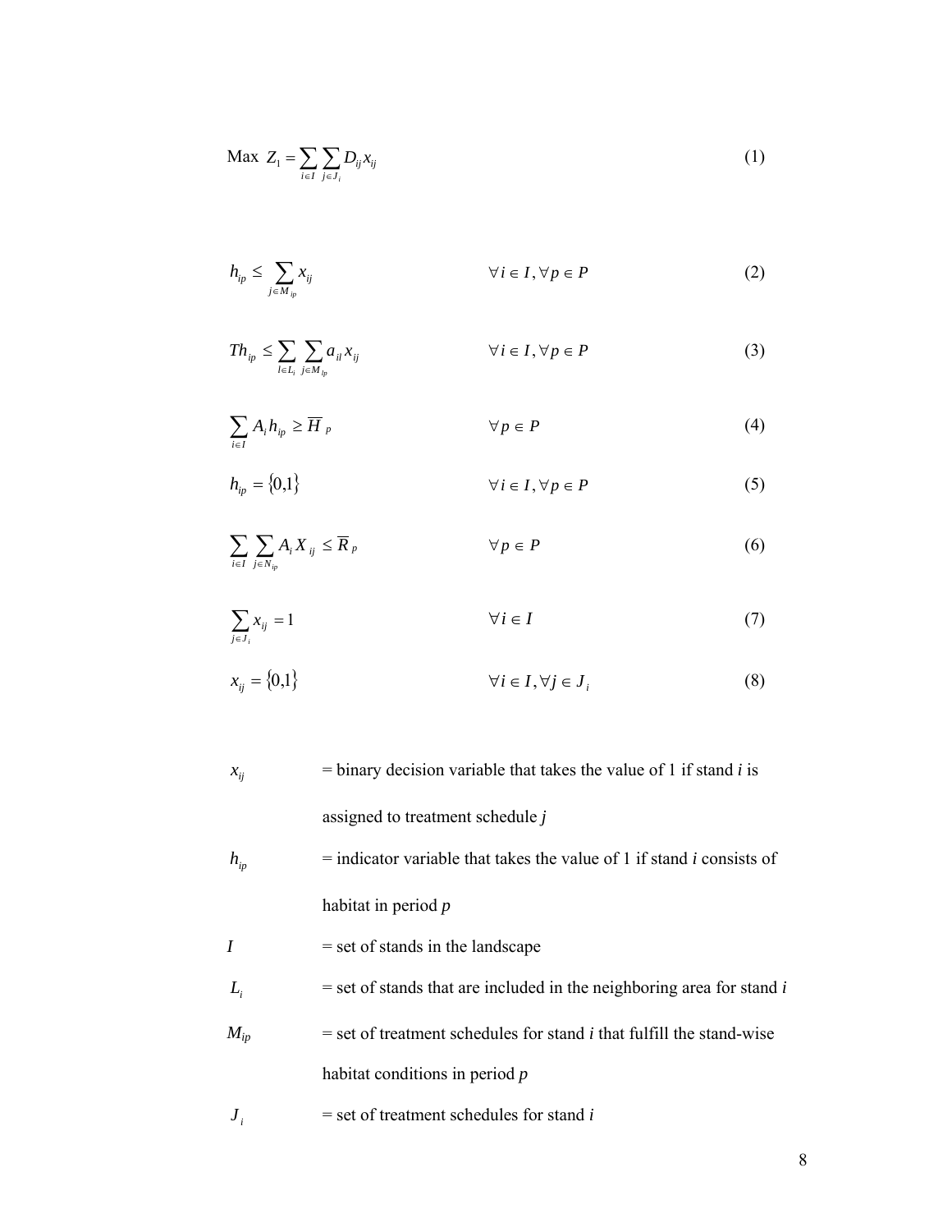$$\text{Max } Z_1 = \sum_{i \in I} \sum_{j \in J_i} D_{ij} x_{ij} \tag{1}$$

$$h_{ip} \leq \sum_{j \in M_{ip}} x_{ij} \qquad \forall i \in I, \forall p \in P \tag{2}$$

$$Th_{ip} \leq \sum_{l \in L_i} \sum_{j \in M_{lp}} a_{il} x_{ij} \qquad \forall i \in I, \forall p \in P \tag{3}$$

$$\sum_{i \in I} A_i h_{ip} \geq \overline{H}_p \qquad \forall p \in P \tag{4}$$

$$h_{ip} = \{0,1\} \qquad \forall i \in I, \forall p \in P \tag{5}$$

$$\sum_{i \in I} \sum_{j \in N_{ip}} A_i X_{ij} \leq \overline{R}_p \qquad \forall p \in P \tag{6}$$

$$\sum_{j \in J_i} x_{ij} = 1 \qquad \forall i \in I \tag{7}$$

$$x_{ij} = \{0,1\} \qquad \forall i \in I, \forall j \in J_i \tag{8}$$

$x_{ij}$ = binary decision variable that takes the value of 1 if stand *i* is assigned to treatment schedule *j*

$h_{ip}$ = indicator variable that takes the value of 1 if stand *i* consists of habitat in period *p*

$I$ = set of stands in the landscape

$L_i$ = set of stands that are included in the neighboring area for stand *i*

$M_{ip}$ = set of treatment schedules for stand *i* that fulfill the stand-wise habitat conditions in period *p*

$J_i$ = set of treatment schedules for stand *i*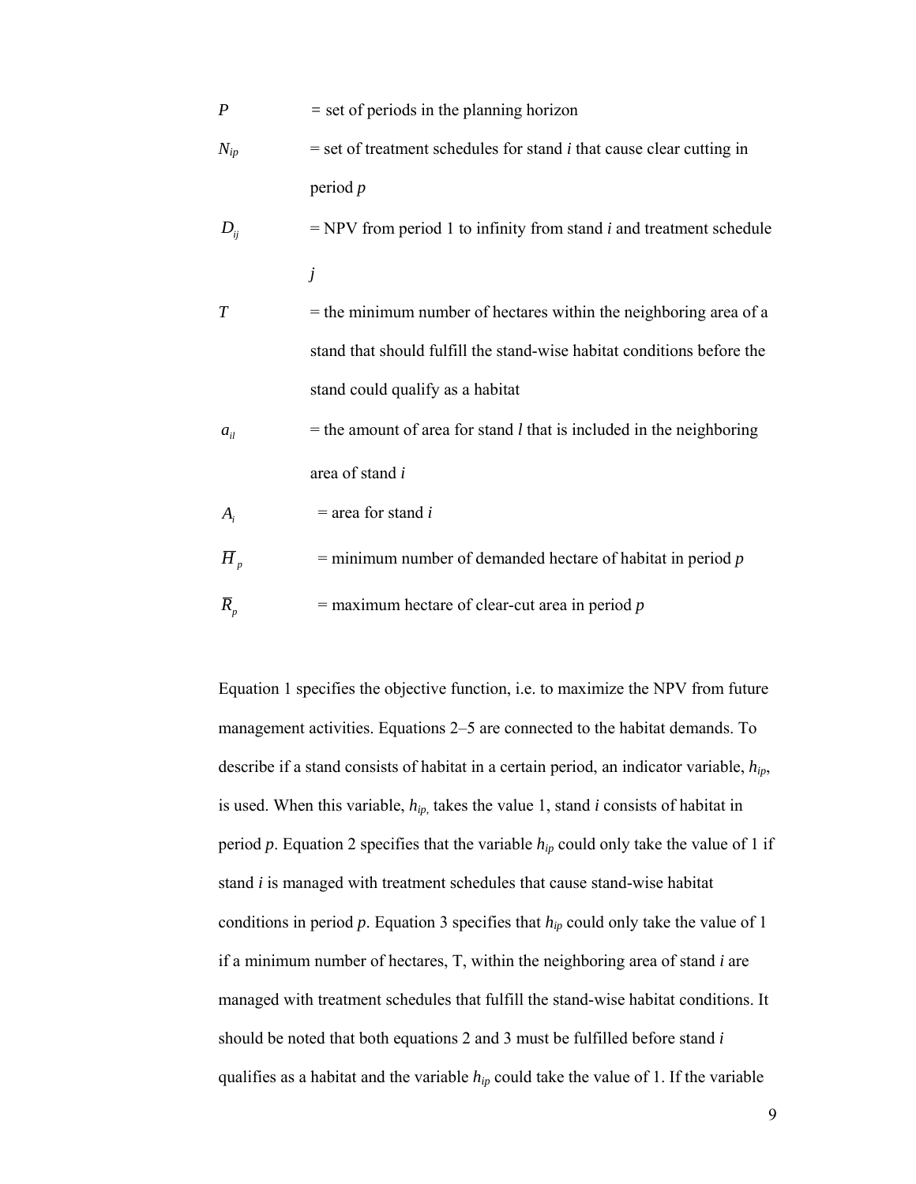$P$ = set of periods in the planning horizon

$N_{ip}$ = set of treatment schedules for stand $i$ that cause clear cutting in period $p$

$D_{ij}$ = NPV from period 1 to infinity from stand $i$ and treatment schedule $j$

$T$ = the minimum number of hectares within the neighboring area of a stand that should fulfill the stand-wise habitat conditions before the stand could qualify as a habitat

$a_{il}$ = the amount of area for stand $l$ that is included in the neighboring area of stand $i$

$A_i$ = area for stand $i$

$\overline{H}_p$ = minimum number of demanded hectare of habitat in period $p$

$\overline{R}_p$ = maximum hectare of clear-cut area in period $p$

Equation 1 specifies the objective function, i.e. to maximize the NPV from future management activities. Equations 2–5 are connected to the habitat demands. To describe if a stand consists of habitat in a certain period, an indicator variable, $h_{ip}$, is used. When this variable, $h_{ip}$, takes the value 1, stand $i$ consists of habitat in period $p$. Equation 2 specifies that the variable $h_{ip}$ could only take the value of 1 if stand $i$ is managed with treatment schedules that cause stand-wise habitat conditions in period $p$. Equation 3 specifies that $h_{ip}$ could only take the value of 1 if a minimum number of hectares, T, within the neighboring area of stand $i$ are managed with treatment schedules that fulfill the stand-wise habitat conditions. It should be noted that both equations 2 and 3 must be fulfilled before stand $i$ qualifies as a habitat and the variable $h_{ip}$ could take the value of 1. If the variable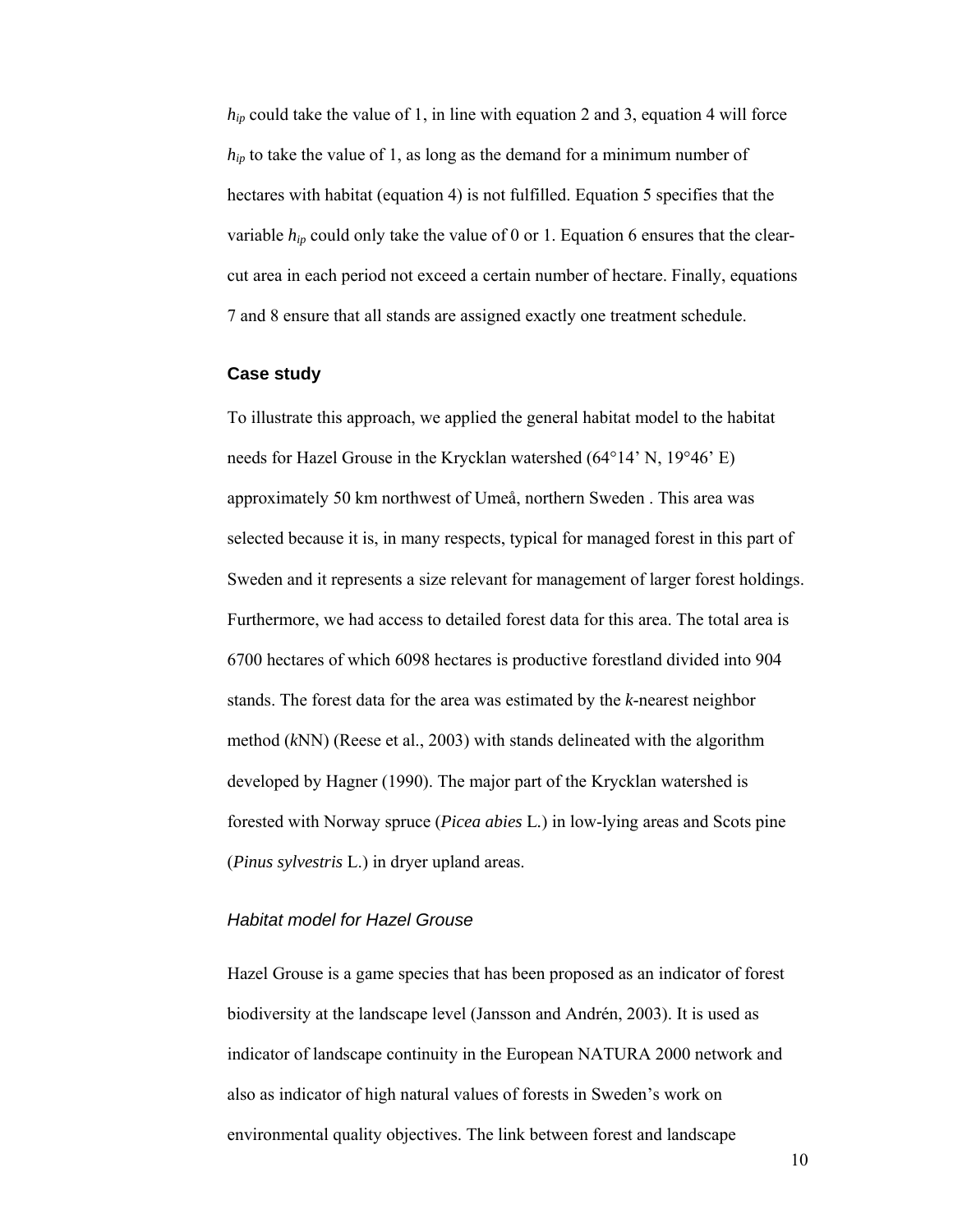$h_{ip}$ could take the value of 1, in line with equation 2 and 3, equation 4 will force $h_{ip}$ to take the value of 1, as long as the demand for a minimum number of hectares with habitat (equation 4) is not fulfilled. Equation 5 specifies that the variable $h_{ip}$ could only take the value of 0 or 1. Equation 6 ensures that the clear-cut area in each period not exceed a certain number of hectare. Finally, equations 7 and 8 ensure that all stands are assigned exactly one treatment schedule.

## Case study

To illustrate this approach, we applied the general habitat model to the habitat needs for Hazel Grouse in the Krycklan watershed (64°14' N, 19°46' E) approximately 50 km northwest of Umeå, northern Sweden . This area was selected because it is, in many respects, typical for managed forest in this part of Sweden and it represents a size relevant for management of larger forest holdings. Furthermore, we had access to detailed forest data for this area. The total area is 6700 hectares of which 6098 hectares is productive forestland divided into 904 stands. The forest data for the area was estimated by the *k*-nearest neighbor method (*k*NN) (Reese et al., 2003) with stands delineated with the algorithm developed by Hagner (1990). The major part of the Krycklan watershed is forested with Norway spruce (*Picea abies* L.) in low-lying areas and Scots pine (*Pinus sylvestris* L.) in dryer upland areas.

### *Habitat model for Hazel Grouse*

Hazel Grouse is a game species that has been proposed as an indicator of forest biodiversity at the landscape level (Jansson and Andrén, 2003). It is used as indicator of landscape continuity in the European NATURA 2000 network and also as indicator of high natural values of forests in Sweden's work on environmental quality objectives. The link between forest and landscape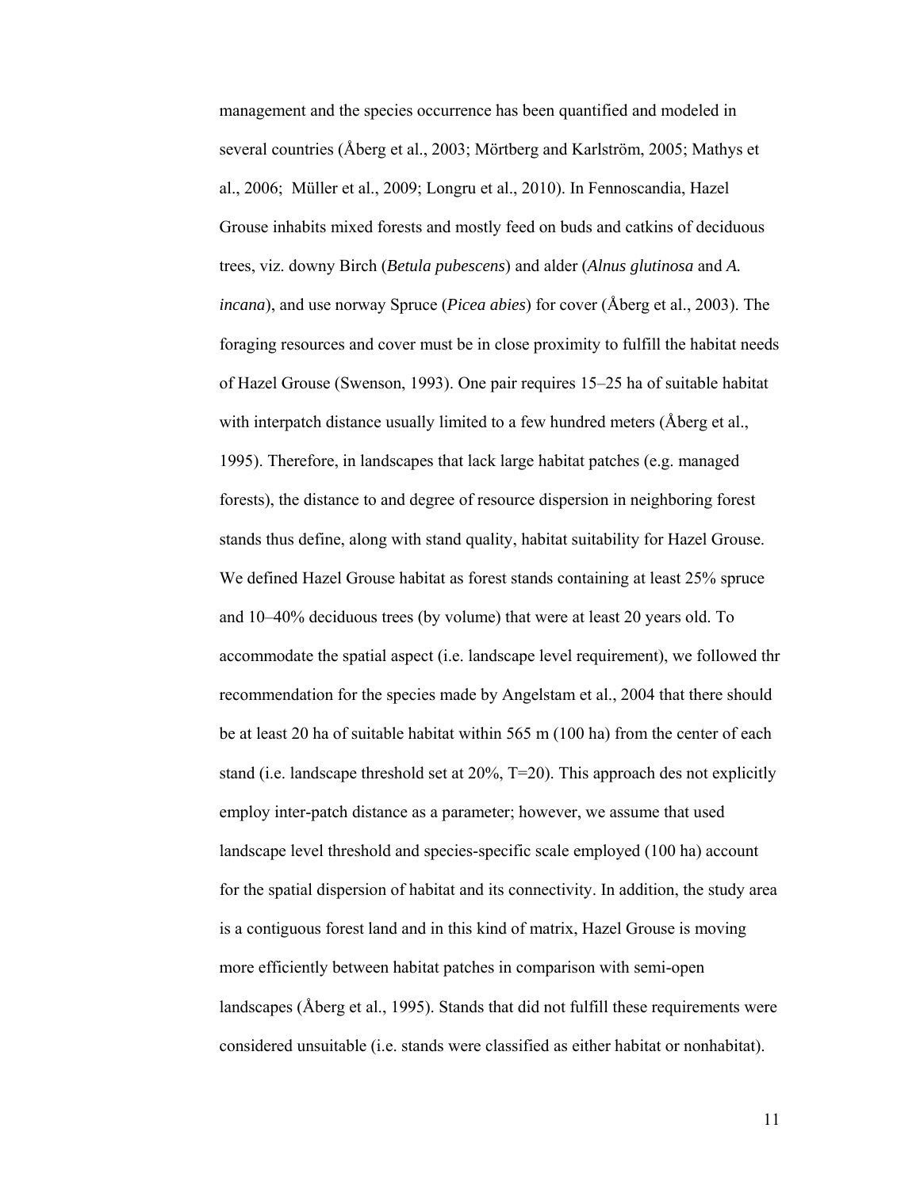management and the species occurrence has been quantified and modeled in several countries (Åberg et al., 2003; Mörtberg and Karlström, 2005; Mathys et al., 2006; Müller et al., 2009; Longru et al., 2010). In Fennoscandia, Hazel Grouse inhabits mixed forests and mostly feed on buds and catkins of deciduous trees, viz. downy Birch (*Betula pubescens*) and alder (*Alnus glutinosa* and *A. incana*), and use norway Spruce (*Picea abies*) for cover (Åberg et al., 2003). The foraging resources and cover must be in close proximity to fulfill the habitat needs of Hazel Grouse (Swenson, 1993). One pair requires 15–25 ha of suitable habitat with interpatch distance usually limited to a few hundred meters (Åberg et al., 1995). Therefore, in landscapes that lack large habitat patches (e.g. managed forests), the distance to and degree of resource dispersion in neighboring forest stands thus define, along with stand quality, habitat suitability for Hazel Grouse. We defined Hazel Grouse habitat as forest stands containing at least 25% spruce and 10–40% deciduous trees (by volume) that were at least 20 years old. To accommodate the spatial aspect (i.e. landscape level requirement), we followed thr recommendation for the species made by Angelstam et al., 2004 that there should be at least 20 ha of suitable habitat within 565 m (100 ha) from the center of each stand (i.e. landscape threshold set at 20%, T=20). This approach des not explicitly employ inter-patch distance as a parameter; however, we assume that used landscape level threshold and species-specific scale employed (100 ha) account for the spatial dispersion of habitat and its connectivity. In addition, the study area is a contiguous forest land and in this kind of matrix, Hazel Grouse is moving more efficiently between habitat patches in comparison with semi-open landscapes (Åberg et al., 1995). Stands that did not fulfill these requirements were considered unsuitable (i.e. stands were classified as either habitat or nonhabitat).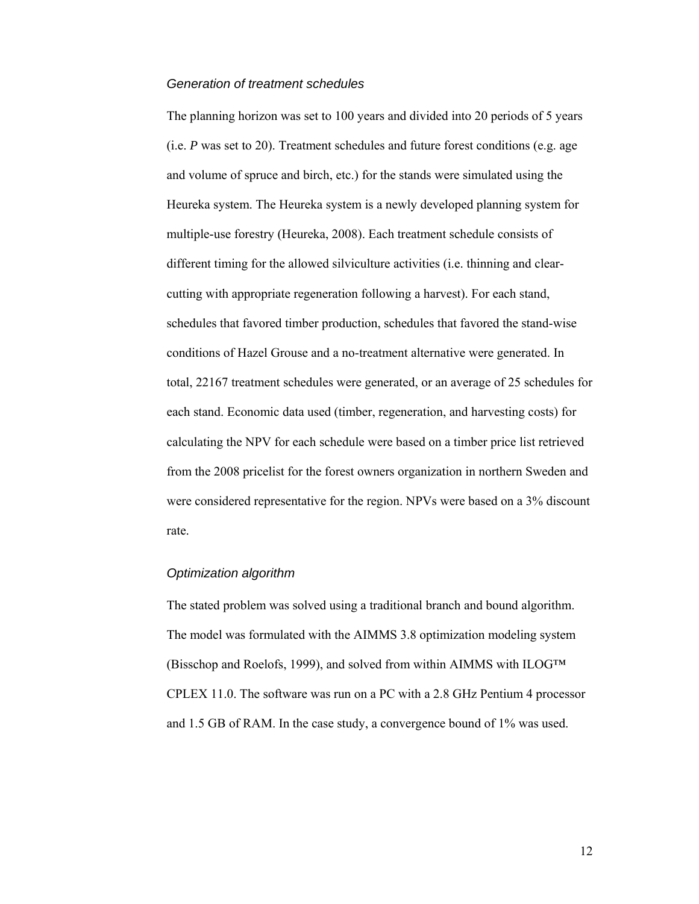### *Generation of treatment schedules*

The planning horizon was set to 100 years and divided into 20 periods of 5 years (i.e. $P$ was set to 20). Treatment schedules and future forest conditions (e.g. age and volume of spruce and birch, etc.) for the stands were simulated using the Heureka system. The Heureka system is a newly developed planning system for multiple-use forestry (Heureka, 2008). Each treatment schedule consists of different timing for the allowed silviculture activities (i.e. thinning and clear-cutting with appropriate regeneration following a harvest). For each stand, schedules that favored timber production, schedules that favored the stand-wise conditions of Hazel Grouse and a no-treatment alternative were generated. In total, 22167 treatment schedules were generated, or an average of 25 schedules for each stand. Economic data used (timber, regeneration, and harvesting costs) for calculating the NPV for each schedule were based on a timber price list retrieved from the 2008 pricelist for the forest owners organization in northern Sweden and were considered representative for the region. NPVs were based on a 3% discount rate.

### *Optimization algorithm*

The stated problem was solved using a traditional branch and bound algorithm. The model was formulated with the AIMMS 3.8 optimization modeling system (Bisschop and Roelofs, 1999), and solved from within AIMMS with ILOG™ CPLEX 11.0. The software was run on a PC with a 2.8 GHz Pentium 4 processor and 1.5 GB of RAM. In the case study, a convergence bound of 1% was used.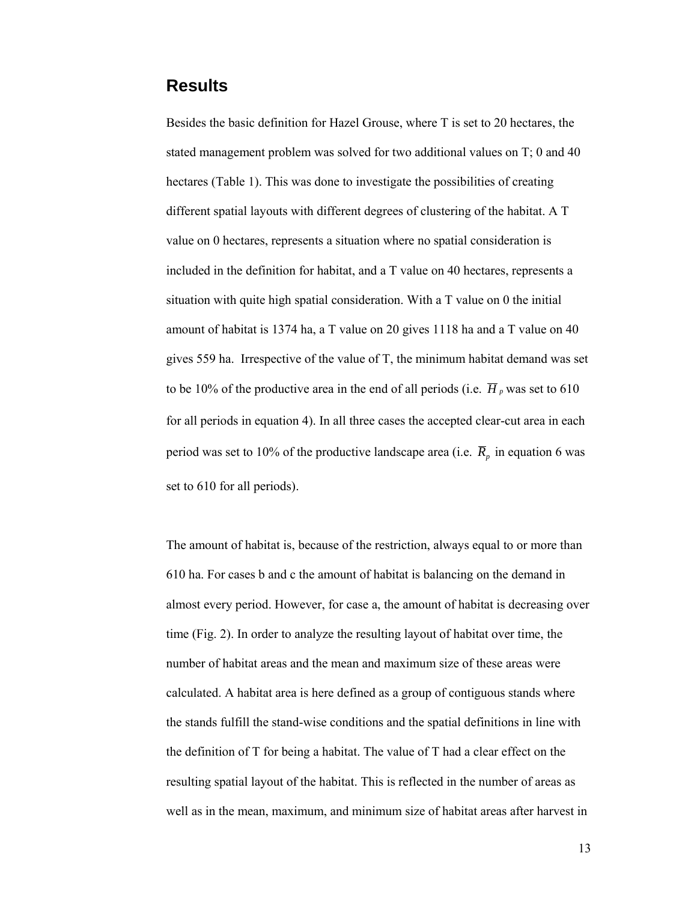## Results

Besides the basic definition for Hazel Grouse, where T is set to 20 hectares, the stated management problem was solved for two additional values on T; 0 and 40 hectares (Table 1). This was done to investigate the possibilities of creating different spatial layouts with different degrees of clustering of the habitat. A T value on 0 hectares, represents a situation where no spatial consideration is included in the definition for habitat, and a T value on 40 hectares, represents a situation with quite high spatial consideration. With a T value on 0 the initial amount of habitat is 1374 ha, a T value on 20 gives 1118 ha and a T value on 40 gives 559 ha. Irrespective of the value of T, the minimum habitat demand was set to be 10% of the productive area in the end of all periods (i.e. $\overline{H}_p$ was set to 610 for all periods in equation 4). In all three cases the accepted clear-cut area in each period was set to 10% of the productive landscape area (i.e. $\overline{R}_p$ in equation 6 was set to 610 for all periods).

The amount of habitat is, because of the restriction, always equal to or more than 610 ha. For cases b and c the amount of habitat is balancing on the demand in almost every period. However, for case a, the amount of habitat is decreasing over time (Fig. 2). In order to analyze the resulting layout of habitat over time, the number of habitat areas and the mean and maximum size of these areas were calculated. A habitat area is here defined as a group of contiguous stands where the stands fulfill the stand-wise conditions and the spatial definitions in line with the definition of T for being a habitat. The value of T had a clear effect on the resulting spatial layout of the habitat. This is reflected in the number of areas as well as in the mean, maximum, and minimum size of habitat areas after harvest in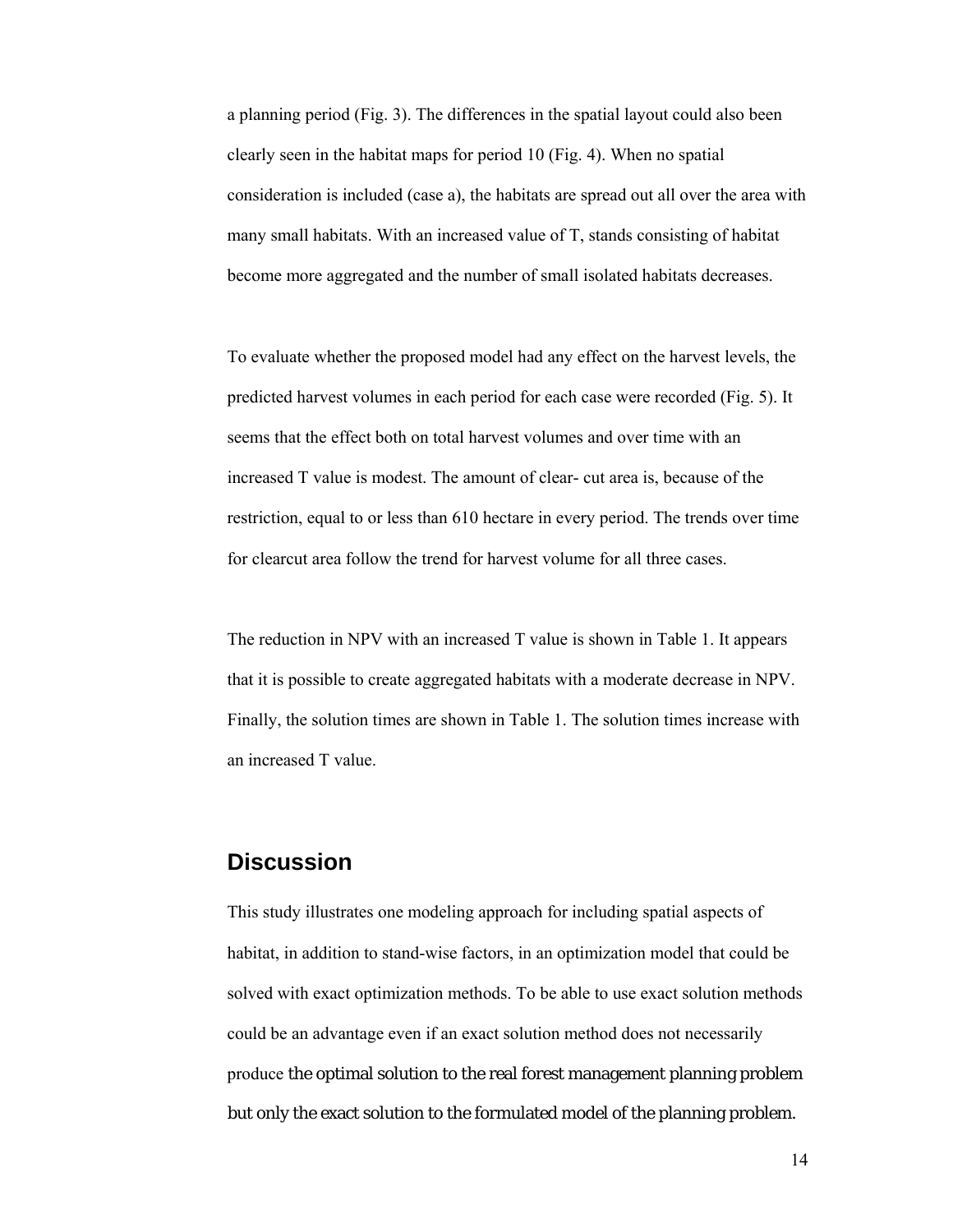a planning period (Fig. 3). The differences in the spatial layout could also been clearly seen in the habitat maps for period 10 (Fig. 4). When no spatial consideration is included (case a), the habitats are spread out all over the area with many small habitats. With an increased value of T, stands consisting of habitat become more aggregated and the number of small isolated habitats decreases.

To evaluate whether the proposed model had any effect on the harvest levels, the predicted harvest volumes in each period for each case were recorded (Fig. 5). It seems that the effect both on total harvest volumes and over time with an increased T value is modest. The amount of clear- cut area is, because of the restriction, equal to or less than 610 hectare in every period. The trends over time for clearcut area follow the trend for harvest volume for all three cases.

The reduction in NPV with an increased T value is shown in Table 1. It appears that it is possible to create aggregated habitats with a moderate decrease in NPV. Finally, the solution times are shown in Table 1. The solution times increase with an increased T value.

## Discussion

This study illustrates one modeling approach for including spatial aspects of habitat, in addition to stand-wise factors, in an optimization model that could be solved with exact optimization methods. To be able to use exact solution methods could be an advantage even if an exact solution method does not necessarily produce the optimal solution to the real forest management planning problem but only the exact solution to the formulated model of the planning problem.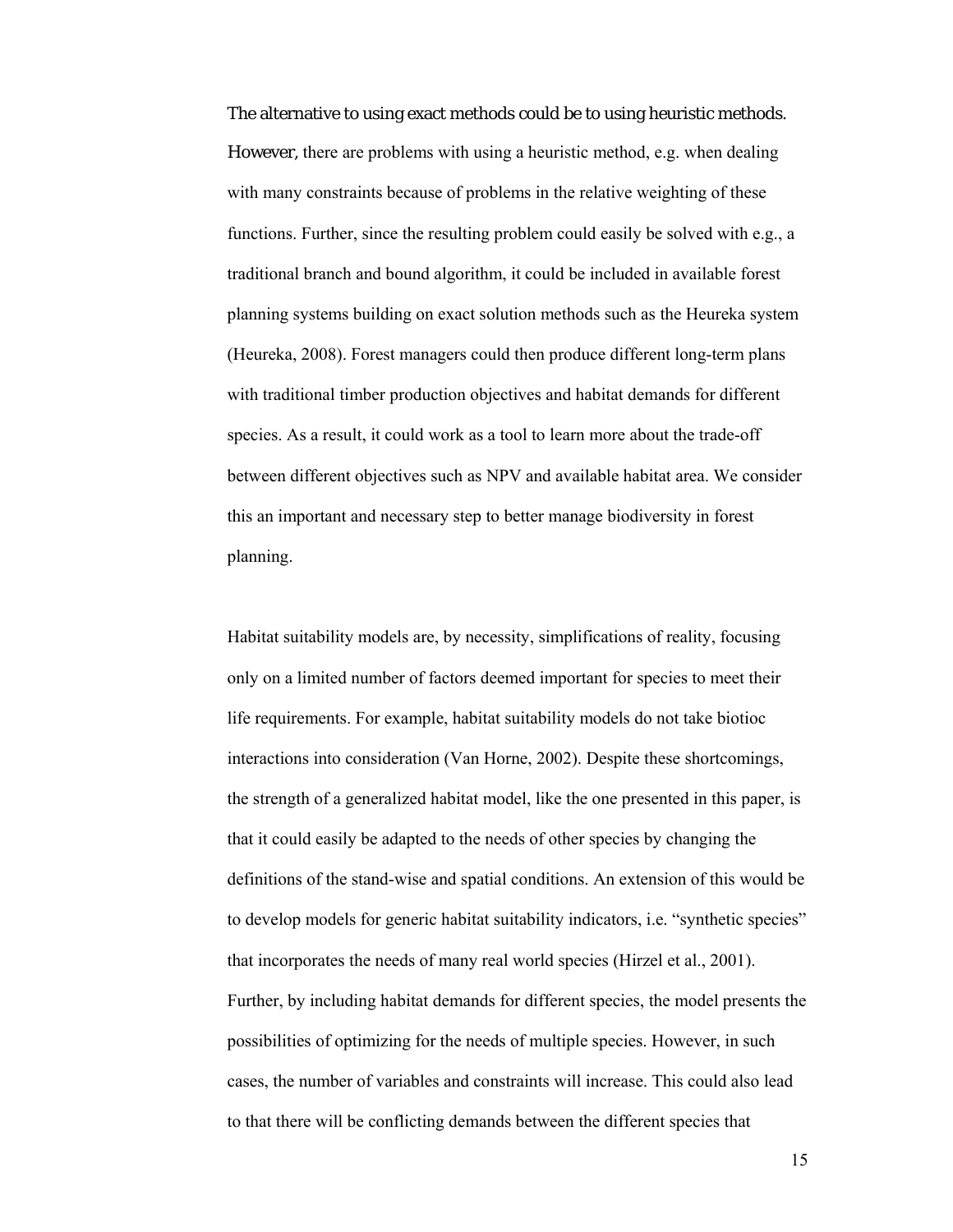The alternative to using exact methods could be to using heuristic methods. However, there are problems with using a heuristic method, e.g. when dealing with many constraints because of problems in the relative weighting of these functions. Further, since the resulting problem could easily be solved with e.g., a traditional branch and bound algorithm, it could be included in available forest planning systems building on exact solution methods such as the Heureka system (Heureka, 2008). Forest managers could then produce different long-term plans with traditional timber production objectives and habitat demands for different species. As a result, it could work as a tool to learn more about the trade-off between different objectives such as NPV and available habitat area. We consider this an important and necessary step to better manage biodiversity in forest planning.

Habitat suitability models are, by necessity, simplifications of reality, focusing only on a limited number of factors deemed important for species to meet their life requirements. For example, habitat suitability models do not take biotioc interactions into consideration (Van Horne, 2002). Despite these shortcomings, the strength of a generalized habitat model, like the one presented in this paper, is that it could easily be adapted to the needs of other species by changing the definitions of the stand-wise and spatial conditions. An extension of this would be to develop models for generic habitat suitability indicators, i.e. "synthetic species" that incorporates the needs of many real world species (Hirzel et al., 2001). Further, by including habitat demands for different species, the model presents the possibilities of optimizing for the needs of multiple species. However, in such cases, the number of variables and constraints will increase. This could also lead to that there will be conflicting demands between the different species that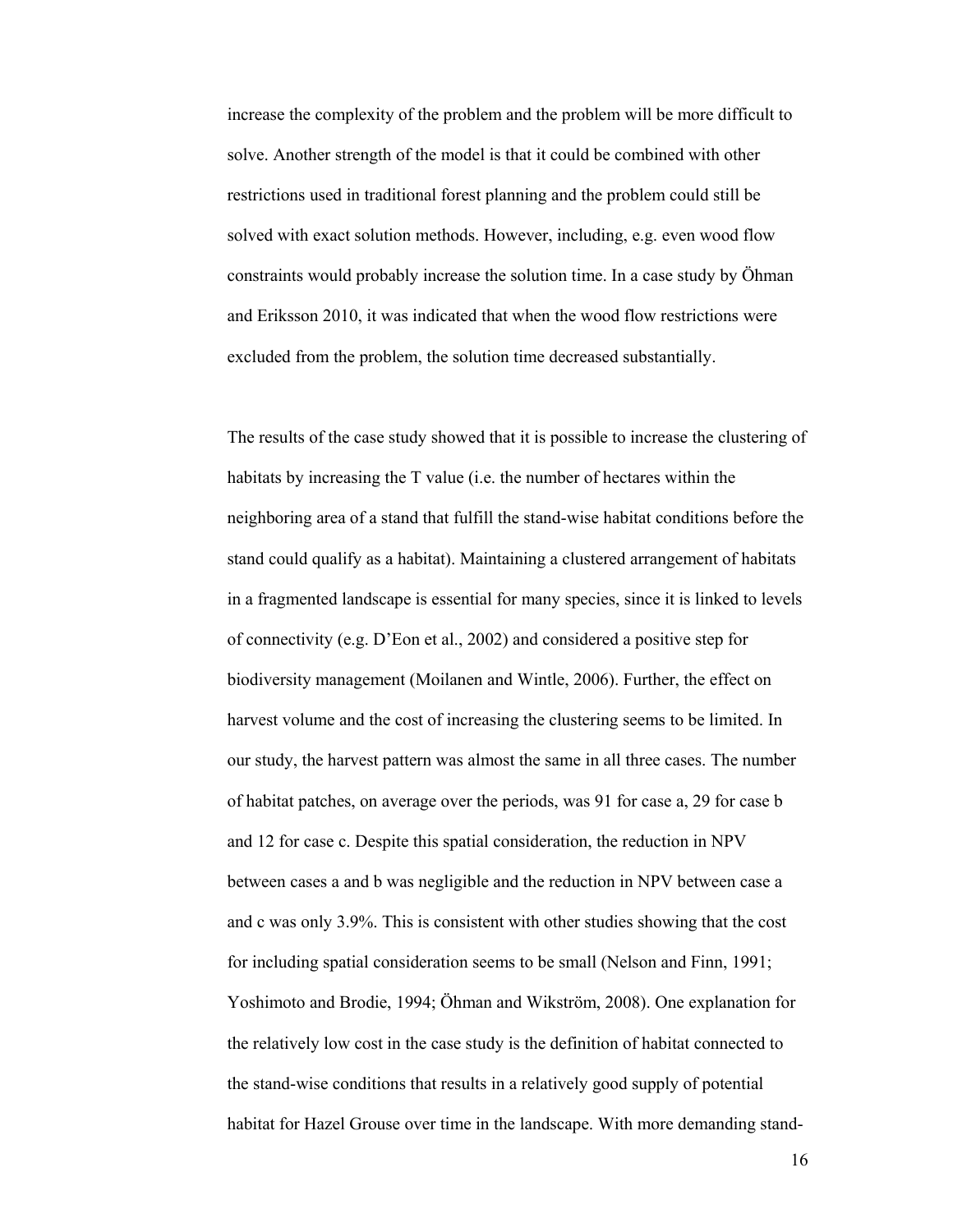increase the complexity of the problem and the problem will be more difficult to solve. Another strength of the model is that it could be combined with other restrictions used in traditional forest planning and the problem could still be solved with exact solution methods. However, including, e.g. even wood flow constraints would probably increase the solution time. In a case study by Öhman and Eriksson 2010, it was indicated that when the wood flow restrictions were excluded from the problem, the solution time decreased substantially.

The results of the case study showed that it is possible to increase the clustering of habitats by increasing the T value (i.e. the number of hectares within the neighboring area of a stand that fulfill the stand-wise habitat conditions before the stand could qualify as a habitat). Maintaining a clustered arrangement of habitats in a fragmented landscape is essential for many species, since it is linked to levels of connectivity (e.g. D'Eon et al., 2002) and considered a positive step for biodiversity management (Moilanen and Wintle, 2006). Further, the effect on harvest volume and the cost of increasing the clustering seems to be limited. In our study, the harvest pattern was almost the same in all three cases. The number of habitat patches, on average over the periods, was 91 for case a, 29 for case b and 12 for case c. Despite this spatial consideration, the reduction in NPV between cases a and b was negligible and the reduction in NPV between case a and c was only 3.9%. This is consistent with other studies showing that the cost for including spatial consideration seems to be small (Nelson and Finn, 1991; Yoshimoto and Brodie, 1994; Öhman and Wikström, 2008). One explanation for the relatively low cost in the case study is the definition of habitat connected to the stand-wise conditions that results in a relatively good supply of potential habitat for Hazel Grouse over time in the landscape. With more demanding stand-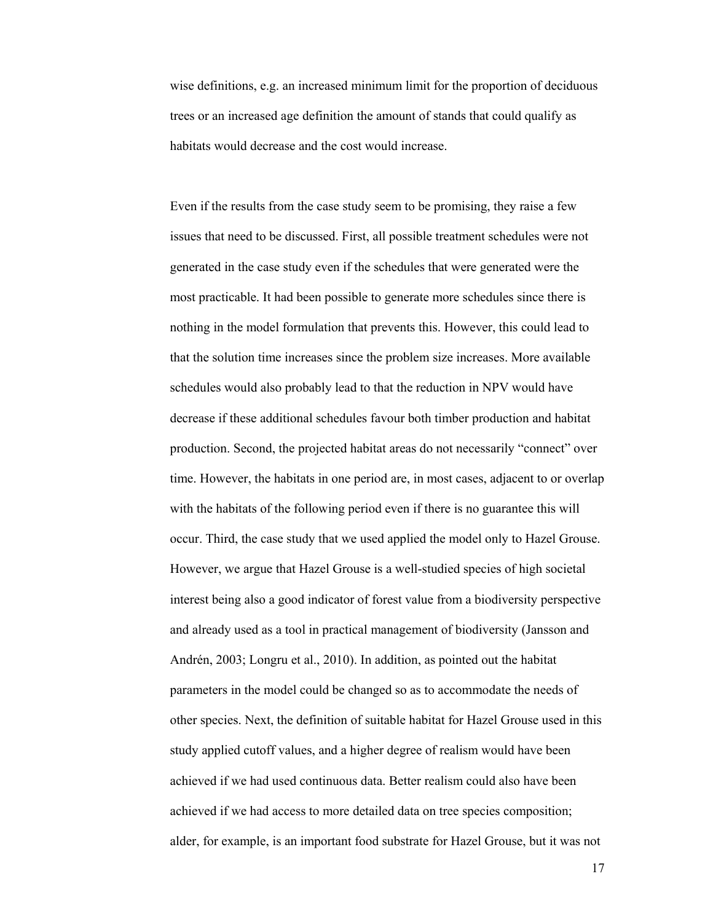wise definitions, e.g. an increased minimum limit for the proportion of deciduous trees or an increased age definition the amount of stands that could qualify as habitats would decrease and the cost would increase.

Even if the results from the case study seem to be promising, they raise a few issues that need to be discussed. First, all possible treatment schedules were not generated in the case study even if the schedules that were generated were the most practicable. It had been possible to generate more schedules since there is nothing in the model formulation that prevents this. However, this could lead to that the solution time increases since the problem size increases. More available schedules would also probably lead to that the reduction in NPV would have decrease if these additional schedules favour both timber production and habitat production. Second, the projected habitat areas do not necessarily "connect" over time. However, the habitats in one period are, in most cases, adjacent to or overlap with the habitats of the following period even if there is no guarantee this will occur. Third, the case study that we used applied the model only to Hazel Grouse. However, we argue that Hazel Grouse is a well-studied species of high societal interest being also a good indicator of forest value from a biodiversity perspective and already used as a tool in practical management of biodiversity (Jansson and Andrén, 2003; Longru et al., 2010). In addition, as pointed out the habitat parameters in the model could be changed so as to accommodate the needs of other species. Next, the definition of suitable habitat for Hazel Grouse used in this study applied cutoff values, and a higher degree of realism would have been achieved if we had used continuous data. Better realism could also have been achieved if we had access to more detailed data on tree species composition; alder, for example, is an important food substrate for Hazel Grouse, but it was not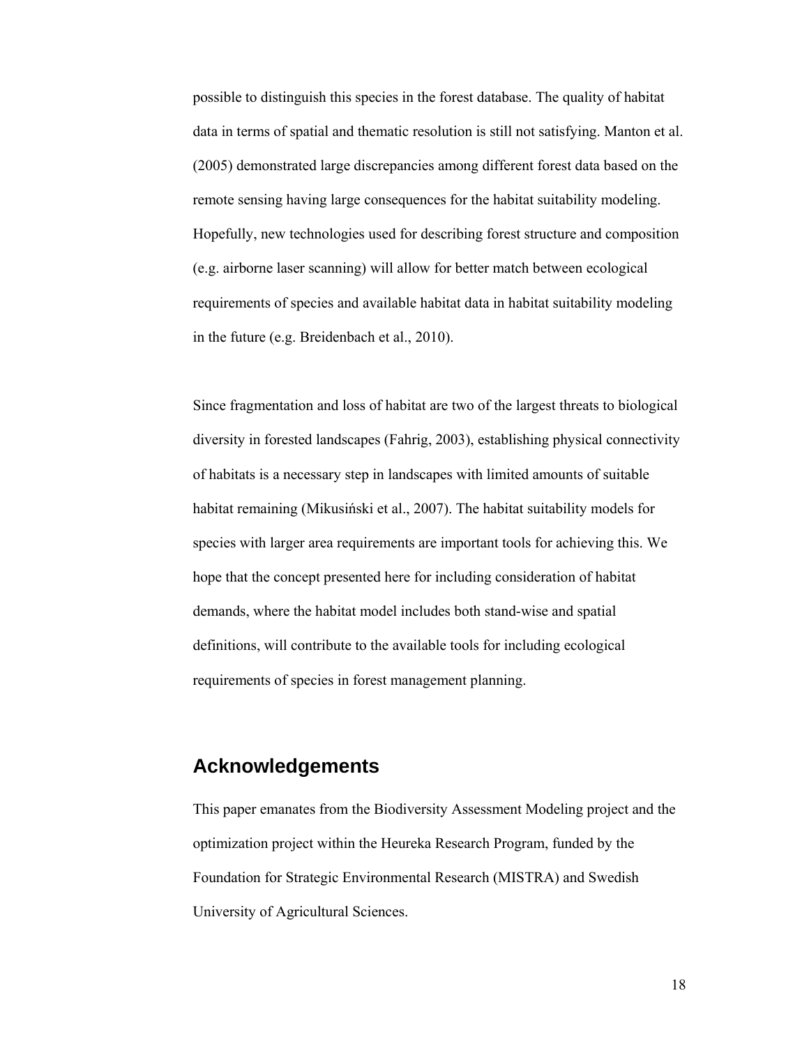possible to distinguish this species in the forest database. The quality of habitat data in terms of spatial and thematic resolution is still not satisfying. Manton et al. (2005) demonstrated large discrepancies among different forest data based on the remote sensing having large consequences for the habitat suitability modeling. Hopefully, new technologies used for describing forest structure and composition (e.g. airborne laser scanning) will allow for better match between ecological requirements of species and available habitat data in habitat suitability modeling in the future (e.g. Breidenbach et al., 2010).

Since fragmentation and loss of habitat are two of the largest threats to biological diversity in forested landscapes (Fahrig, 2003), establishing physical connectivity of habitats is a necessary step in landscapes with limited amounts of suitable habitat remaining (Mikusiński et al., 2007). The habitat suitability models for species with larger area requirements are important tools for achieving this. We hope that the concept presented here for including consideration of habitat demands, where the habitat model includes both stand-wise and spatial definitions, will contribute to the available tools for including ecological requirements of species in forest management planning.

## Acknowledgements

This paper emanates from the Biodiversity Assessment Modeling project and the optimization project within the Heureka Research Program, funded by the Foundation for Strategic Environmental Research (MISTRA) and Swedish University of Agricultural Sciences.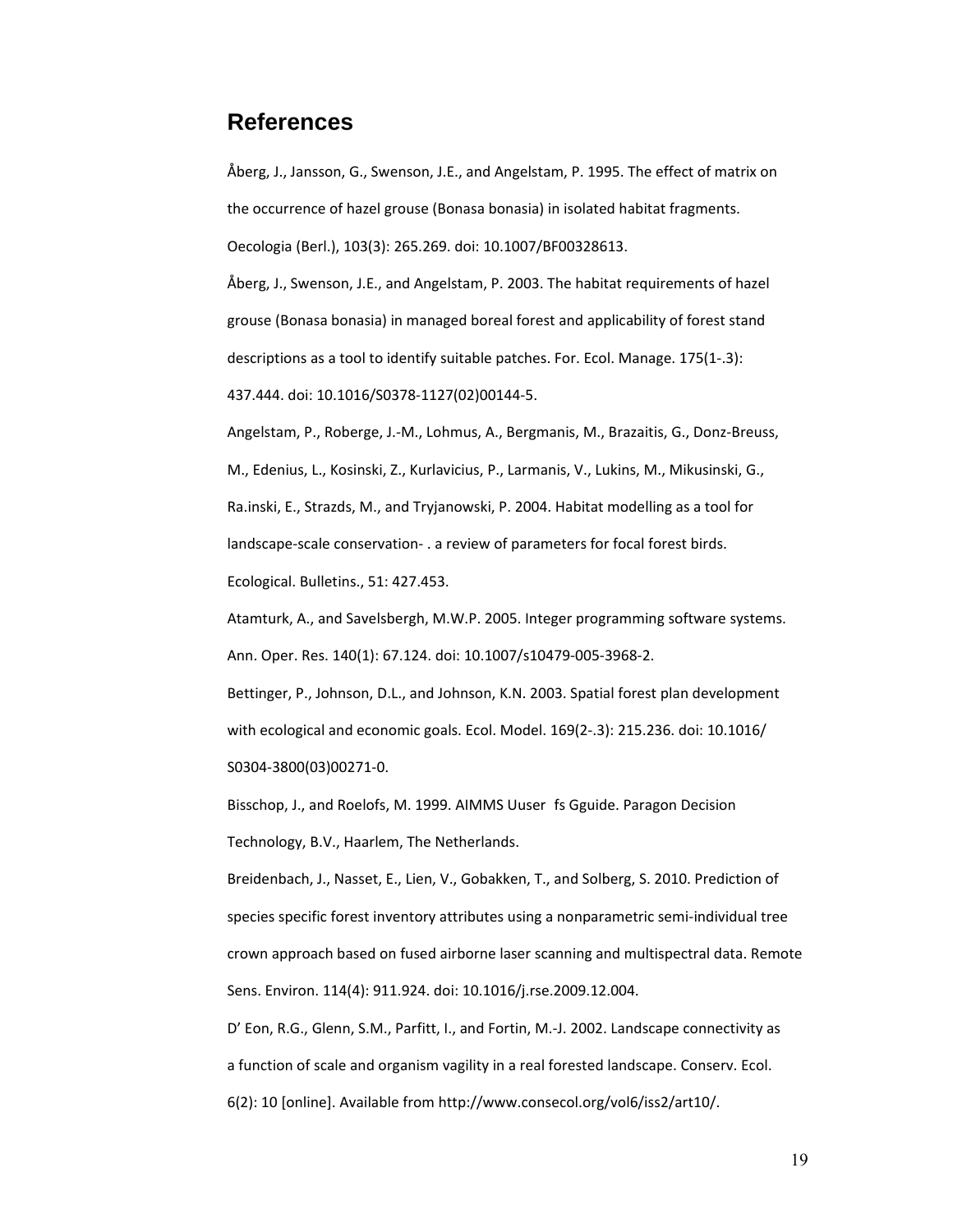## References

Åberg, J., Jansson, G., Swenson, J.E., and Angelstam, P. 1995. The effect of matrix on the occurrence of hazel grouse (Bonasa bonasia) in isolated habitat fragments. Oecologia (Berl.), 103(3): 265.269. doi: 10.1007/BF00328613.

Åberg, J., Swenson, J.E., and Angelstam, P. 2003. The habitat requirements of hazel grouse (Bonasa bonasia) in managed boreal forest and applicability of forest stand descriptions as a tool to identify suitable patches. For. Ecol. Manage. 175(1-.3): 437.444. doi: 10.1016/S0378-1127(02)00144-5.

Angelstam, P., Roberge, J.-M., Lohmus, A., Bergmanis, M., Brazaitis, G., Donz-Breuss, M., Edenius, L., Kosinski, Z., Kurlavicius, P., Larmanis, V., Lukins, M., Mikusinski, G., Ra.inski, E., Strazds, M., and Tryjanowski, P. 2004. Habitat modelling as a tool for landscape-scale conservation- . a review of parameters for focal forest birds. Ecological. Bulletins., 51: 427.453.

Atamturk, A., and Savelsbergh, M.W.P. 2005. Integer programming software systems. Ann. Oper. Res. 140(1): 67.124. doi: 10.1007/s10479-005-3968-2.

Bettinger, P., Johnson, D.L., and Johnson, K.N. 2003. Spatial forest plan development with ecological and economic goals. Ecol. Model. 169(2-.3): 215.236. doi: 10.1016/ S0304-3800(03)00271-0.

Bisschop, J., and Roelofs, M. 1999. AIMMS Uuser fs Gguide. Paragon Decision Technology, B.V., Haarlem, The Netherlands.

Breidenbach, J., Nasset, E., Lien, V., Gobakken, T., and Solberg, S. 2010. Prediction of species specific forest inventory attributes using a nonparametric semi-individual tree crown approach based on fused airborne laser scanning and multispectral data. Remote Sens. Environ. 114(4): 911.924. doi: 10.1016/j.rse.2009.12.004.

D' Eon, R.G., Glenn, S.M., Parfitt, I., and Fortin, M.-J. 2002. Landscape connectivity as a function of scale and organism vagility in a real forested landscape. Conserv. Ecol. 6(2): 10 [online]. Available from http://www.consecol.org/vol6/iss2/art10/.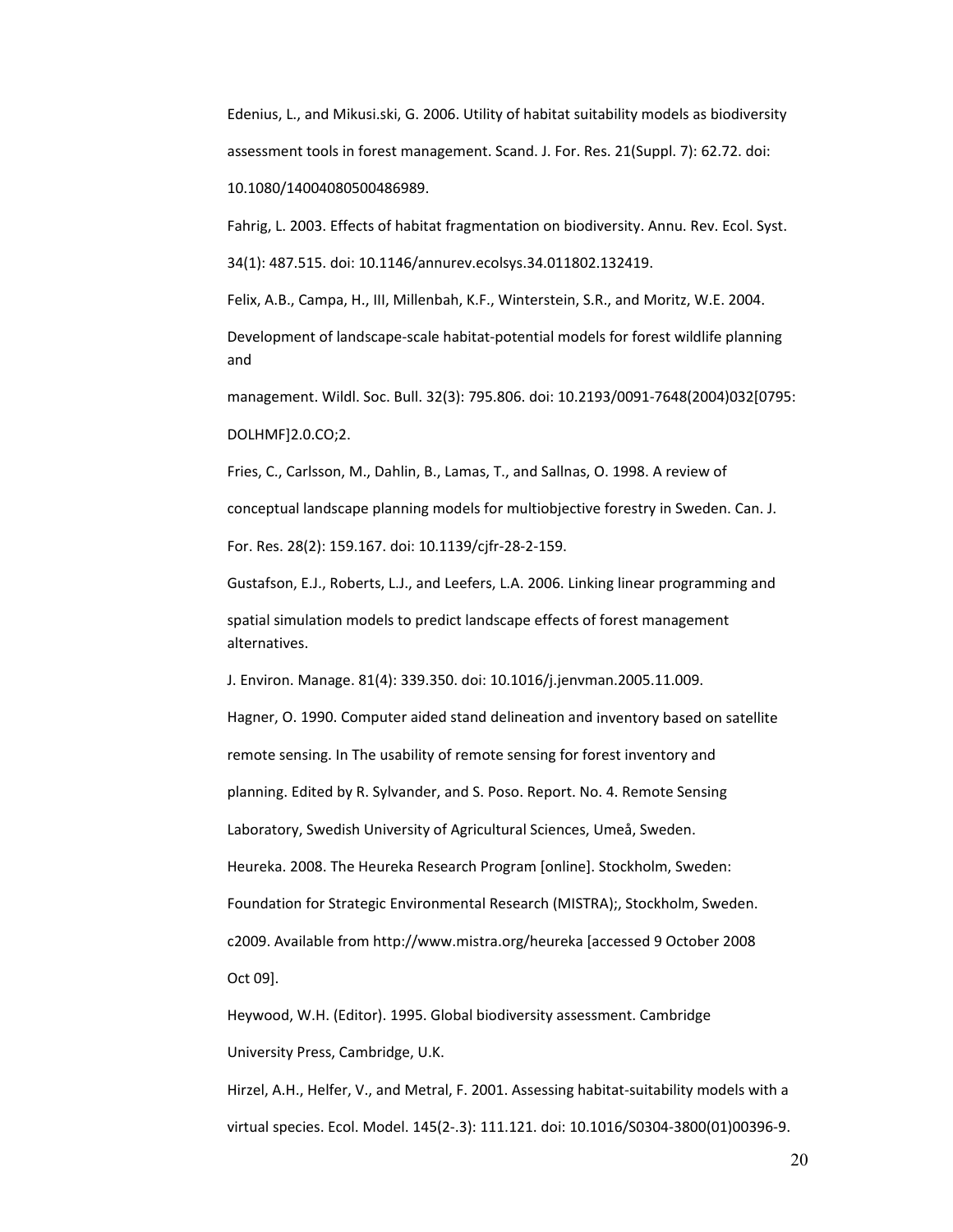Edenius, L., and Mikusi.ski, G. 2006. Utility of habitat suitability models as biodiversity assessment tools in forest management. Scand. J. For. Res. 21(Suppl. 7): 62.72. doi: 10.1080/14004080500486989.

Fahrig, L. 2003. Effects of habitat fragmentation on biodiversity. Annu. Rev. Ecol. Syst. 34(1): 487.515. doi: 10.1146/annurev.ecolsys.34.011802.132419.

Felix, A.B., Campa, H., III, Millenbah, K.F., Winterstein, S.R., and Moritz, W.E. 2004. Development of landscape-scale habitat-potential models for forest wildlife planning and management. Wildl. Soc. Bull. 32(3): 795.806. doi: 10.2193/0091-7648(2004)032[0795:DOLHMF]2.0.CO;2.

Fries, C., Carlsson, M., Dahlin, B., Lamas, T., and Sallnas, O. 1998. A review of conceptual landscape planning models for multiobjective forestry in Sweden. Can. J. For. Res. 28(2): 159.167. doi: 10.1139/cjfr-28-2-159.

Gustafson, E.J., Roberts, L.J., and Leefers, L.A. 2006. Linking linear programming and spatial simulation models to predict landscape effects of forest management alternatives. J. Environ. Manage. 81(4): 339.350. doi: 10.1016/j.jenvman.2005.11.009.

Hagner, O. 1990. Computer aided stand delineation and inventory based on satellite remote sensing. In The usability of remote sensing for forest inventory and planning. Edited by R. Sylvander, and S. Poso. Report. No. 4. Remote Sensing Laboratory, Swedish University of Agricultural Sciences, Umeå, Sweden.

Heureka. 2008. The Heureka Research Program [online]. Stockholm, Sweden: Foundation for Strategic Environmental Research (MISTRA);, Stockholm, Sweden. c2009. Available from http://www.mistra.org/heureka [accessed 9 October 2008 Oct 09].

Heywood, W.H. (Editor). 1995. Global biodiversity assessment. Cambridge University Press, Cambridge, U.K.

Hirzel, A.H., Helfer, V., and Metral, F. 2001. Assessing habitat-suitability models with a virtual species. Ecol. Model. 145(2-.3): 111.121. doi: 10.1016/S0304-3800(01)00396-9.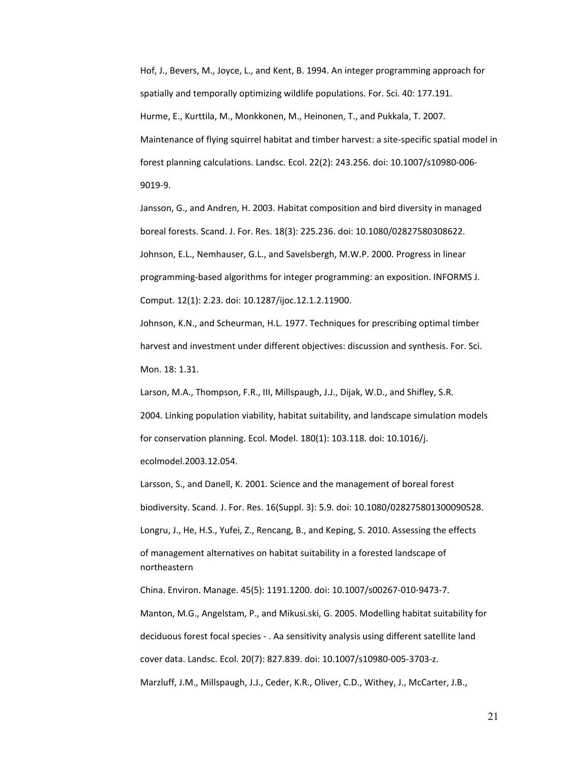Hof, J., Bevers, M., Joyce, L., and Kent, B. 1994. An integer programming approach for spatially and temporally optimizing wildlife populations. For. Sci. 40: 177.191.

Hurme, E., Kurttila, M., Monkkonen, M., Heinonen, T., and Pukkala, T. 2007. Maintenance of flying squirrel habitat and timber harvest: a site-specific spatial model in forest planning calculations. Landsc. Ecol. 22(2): 243.256. doi: 10.1007/s10980-006-9019-9.

Jansson, G., and Andren, H. 2003. Habitat composition and bird diversity in managed boreal forests. Scand. J. For. Res. 18(3): 225.236. doi: 10.1080/02827580308622.

Johnson, E.L., Nemhauser, G.L., and Savelsbergh, M.W.P. 2000. Progress in linear programming-based algorithms for integer programming: an exposition. INFORMS J. Comput. 12(1): 2.23. doi: 10.1287/ijoc.12.1.2.11900.

Johnson, K.N., and Scheurman, H.L. 1977. Techniques for prescribing optimal timber harvest and investment under different objectives: discussion and synthesis. For. Sci. Mon. 18: 1.31.

Larson, M.A., Thompson, F.R., III, Millspaugh, J.J., Dijak, W.D., and Shifley, S.R. 2004. Linking population viability, habitat suitability, and landscape simulation models for conservation planning. Ecol. Model. 180(1): 103.118. doi: 10.1016/j. ecolmodel.2003.12.054.

Larsson, S., and Danell, K. 2001. Science and the management of boreal forest biodiversity. Scand. J. For. Res. 16(Suppl. 3): 5.9. doi: 10.1080/028275801300090528.

Longru, J., He, H.S., Yufei, Z., Rencang, B., and Keping, S. 2010. Assessing the effects of management alternatives on habitat suitability in a forested landscape of northeastern China. Environ. Manage. 45(5): 1191.1200. doi: 10.1007/s00267-010-9473-7.

Manton, M.G., Angelstam, P., and Mikusi.ski, G. 2005. Modelling habitat suitability for deciduous forest focal species - . Aa sensitivity analysis using different satellite land cover data. Landsc. Ecol. 20(7): 827.839. doi: 10.1007/s10980-005-3703-z.

Marzluff, J.M., Millspaugh, J.J., Ceder, K.R., Oliver, C.D., Withey, J., McCarter, J.B.,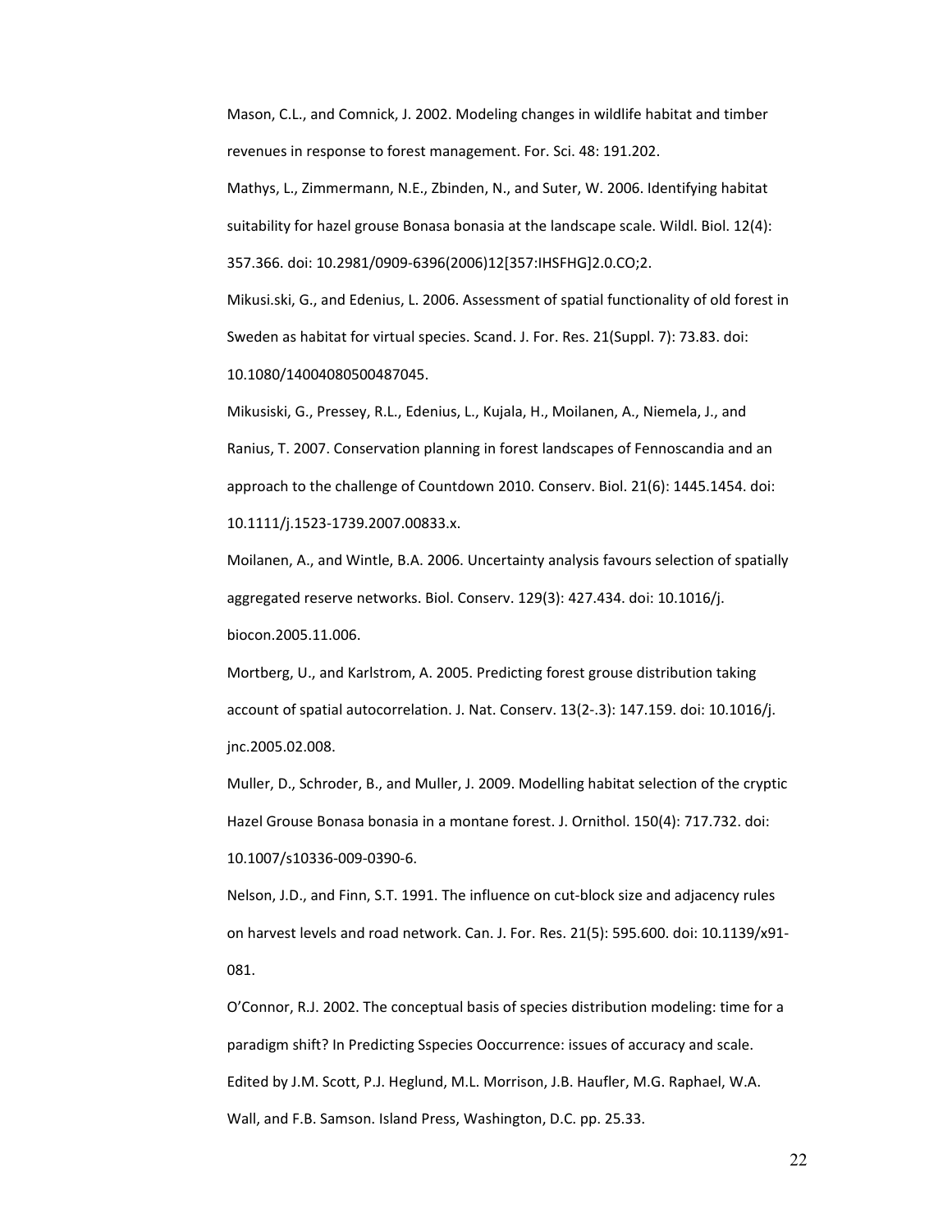Mason, C.L., and Comnick, J. 2002. Modeling changes in wildlife habitat and timber revenues in response to forest management. For. Sci. 48: 191.202.

Mathys, L., Zimmermann, N.E., Zbinden, N., and Suter, W. 2006. Identifying habitat suitability for hazel grouse Bonasa bonasia at the landscape scale. Wildl. Biol. 12(4): 357.366. doi: 10.2981/0909-6396(2006)12[357:IHSFHG]2.0.CO;2.

Mikusi.ski, G., and Edenius, L. 2006. Assessment of spatial functionality of old forest in Sweden as habitat for virtual species. Scand. J. For. Res. 21(Suppl. 7): 73.83. doi: 10.1080/14004080500487045.

Mikusiski, G., Pressey, R.L., Edenius, L., Kujala, H., Moilanen, A., Niemela, J., and Ranius, T. 2007. Conservation planning in forest landscapes of Fennoscandia and an approach to the challenge of Countdown 2010. Conserv. Biol. 21(6): 1445.1454. doi: 10.1111/j.1523-1739.2007.00833.x.

Moilanen, A., and Wintle, B.A. 2006. Uncertainty analysis favours selection of spatially aggregated reserve networks. Biol. Conserv. 129(3): 427.434. doi: 10.1016/j. biocon.2005.11.006.

Mortberg, U., and Karlstrom, A. 2005. Predicting forest grouse distribution taking account of spatial autocorrelation. J. Nat. Conserv. 13(2-.3): 147.159. doi: 10.1016/j. jnc.2005.02.008.

Muller, D., Schroder, B., and Muller, J. 2009. Modelling habitat selection of the cryptic Hazel Grouse Bonasa bonasia in a montane forest. J. Ornithol. 150(4): 717.732. doi: 10.1007/s10336-009-0390-6.

Nelson, J.D., and Finn, S.T. 1991. The influence on cut-block size and adjacency rules on harvest levels and road network. Can. J. For. Res. 21(5): 595.600. doi: 10.1139/x91-081.

O'Connor, R.J. 2002. The conceptual basis of species distribution modeling: time for a paradigm shift? In Predicting Sspecies Ooccurrence: issues of accuracy and scale. Edited by J.M. Scott, P.J. Heglund, M.L. Morrison, J.B. Haufler, M.G. Raphael, W.A. Wall, and F.B. Samson. Island Press, Washington, D.C. pp. 25.33.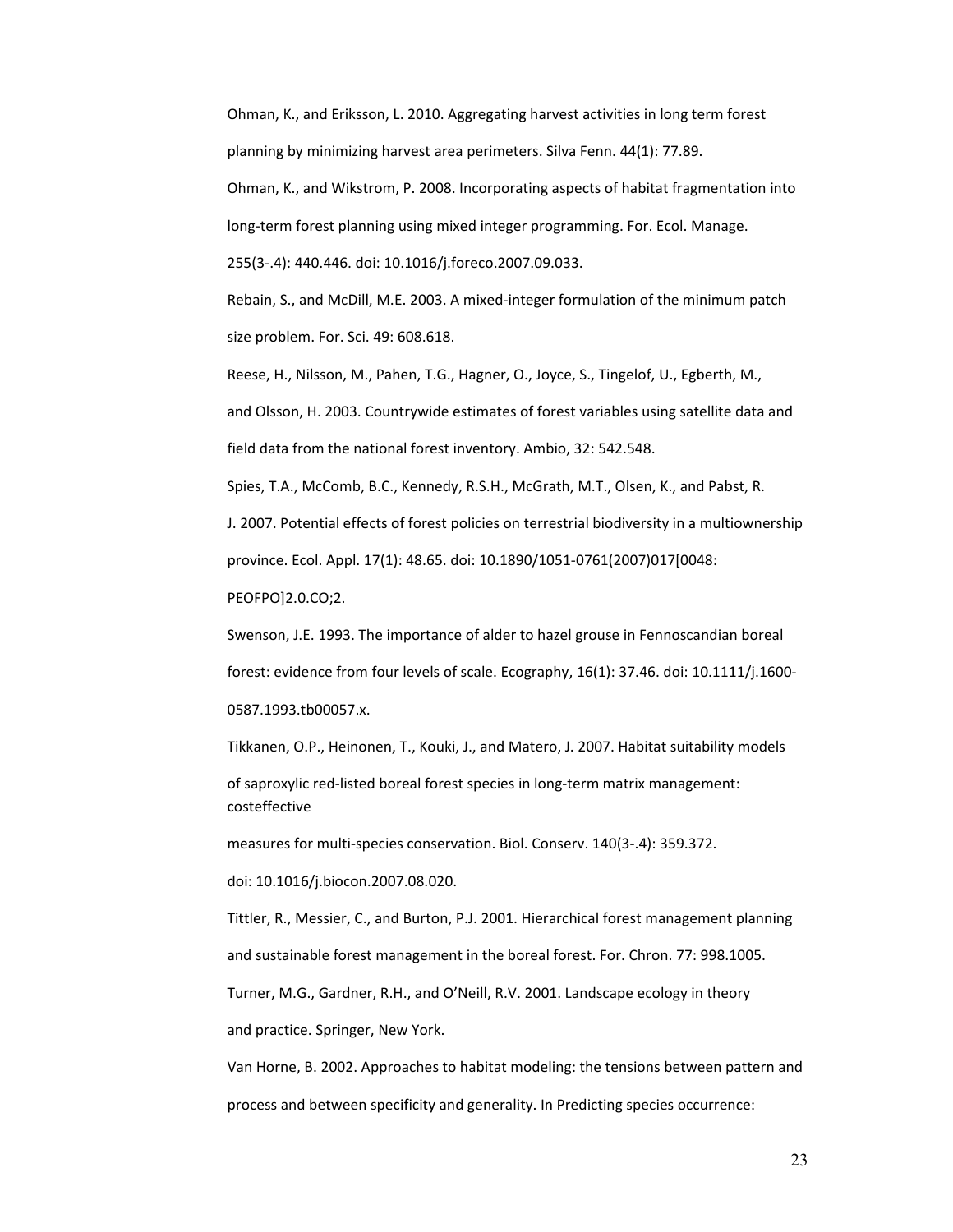Ohman, K., and Eriksson, L. 2010. Aggregating harvest activities in long term forest planning by minimizing harvest area perimeters. Silva Fenn. 44(1): 77.89.

Ohman, K., and Wikstrom, P. 2008. Incorporating aspects of habitat fragmentation into long-term forest planning using mixed integer programming. For. Ecol. Manage. 255(3-.4): 440.446. doi: 10.1016/j.foreco.2007.09.033.

Rebain, S., and McDill, M.E. 2003. A mixed-integer formulation of the minimum patch size problem. For. Sci. 49: 608.618.

Reese, H., Nilsson, M., Pahen, T.G., Hagner, O., Joyce, S., Tingelof, U., Egberth, M., and Olsson, H. 2003. Countrywide estimates of forest variables using satellite data and field data from the national forest inventory. Ambio, 32: 542.548.

Spies, T.A., McComb, B.C., Kennedy, R.S.H., McGrath, M.T., Olsen, K., and Pabst, R. J. 2007. Potential effects of forest policies on terrestrial biodiversity in a multiownership province. Ecol. Appl. 17(1): 48.65. doi: 10.1890/1051-0761(2007)017[0048: PEOFPO]2.0.CO;2.

Swenson, J.E. 1993. The importance of alder to hazel grouse in Fennoscandian boreal forest: evidence from four levels of scale. Ecography, 16(1): 37.46. doi: 10.1111/j.1600-0587.1993.tb00057.x.

Tikkanen, O.P., Heinonen, T., Kouki, J., and Matero, J. 2007. Habitat suitability models of saproxylic red-listed boreal forest species in long-term matrix management: costeffective measures for multi-species conservation. Biol. Conserv. 140(3-.4): 359.372. doi: 10.1016/j.biocon.2007.08.020.

Tittler, R., Messier, C., and Burton, P.J. 2001. Hierarchical forest management planning and sustainable forest management in the boreal forest. For. Chron. 77: 998.1005.

Turner, M.G., Gardner, R.H., and O'Neill, R.V. 2001. Landscape ecology in theory and practice. Springer, New York.

Van Horne, B. 2002. Approaches to habitat modeling: the tensions between pattern and process and between specificity and generality. In Predicting species occurrence: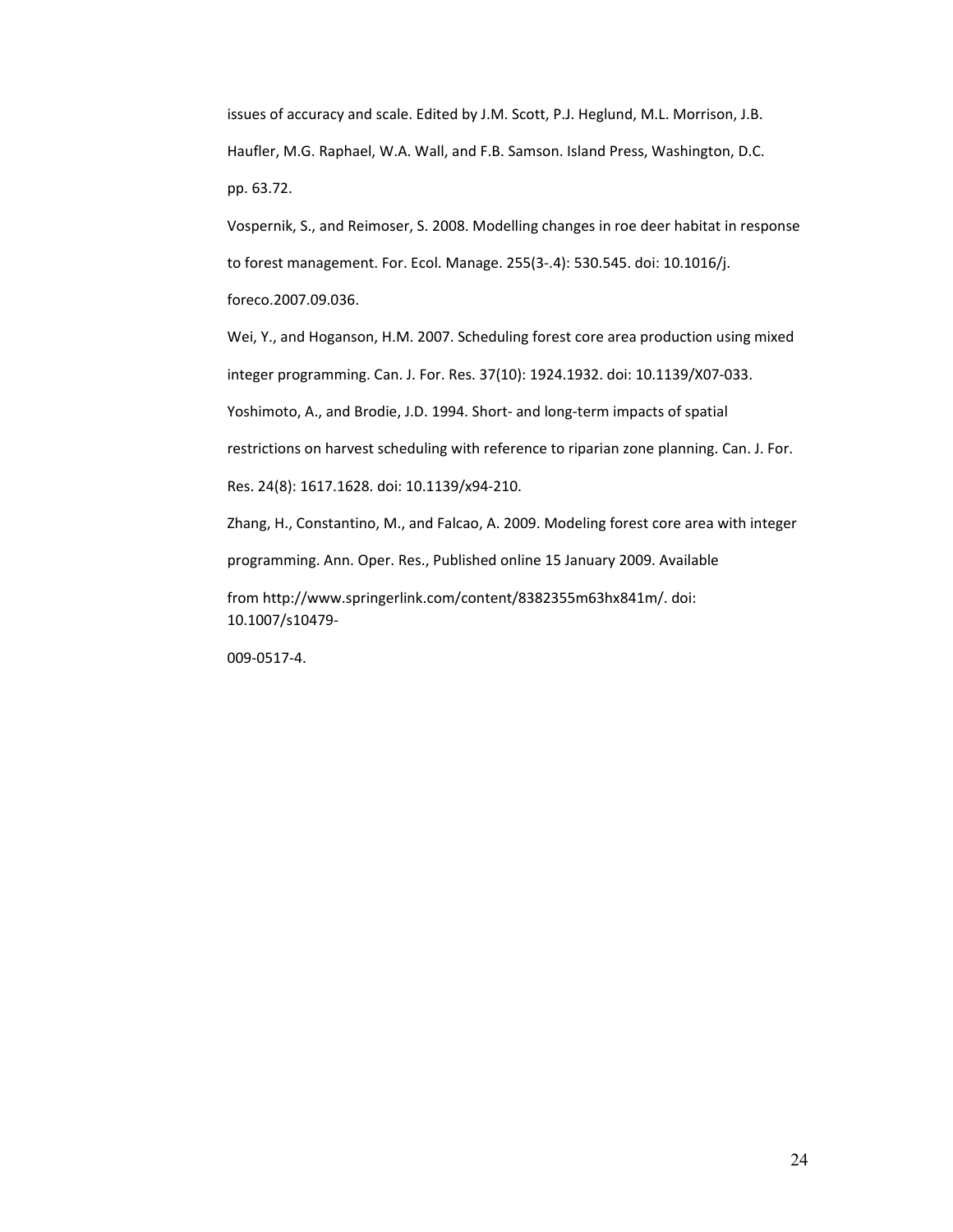issues of accuracy and scale. Edited by J.M. Scott, P.J. Heglund, M.L. Morrison, J.B. Haufler, M.G. Raphael, W.A. Wall, and F.B. Samson. Island Press, Washington, D.C. pp. 63.72.

Vospernik, S., and Reimoser, S. 2008. Modelling changes in roe deer habitat in response to forest management. For. Ecol. Manage. 255(3-.4): 530.545. doi: 10.1016/j. foreco.2007.09.036.

Wei, Y., and Hoganson, H.M. 2007. Scheduling forest core area production using mixed integer programming. Can. J. For. Res. 37(10): 1924.1932. doi: 10.1139/X07-033.

Yoshimoto, A., and Brodie, J.D. 1994. Short- and long-term impacts of spatial restrictions on harvest scheduling with reference to riparian zone planning. Can. J. For. Res. 24(8): 1617.1628. doi: 10.1139/x94-210.

Zhang, H., Constantino, M., and Falcao, A. 2009. Modeling forest core area with integer programming. Ann. Oper. Res., Published online 15 January 2009. Available from http://www.springerlink.com/content/8382355m63hx841m/. doi: 10.1007/s10479-009-0517-4.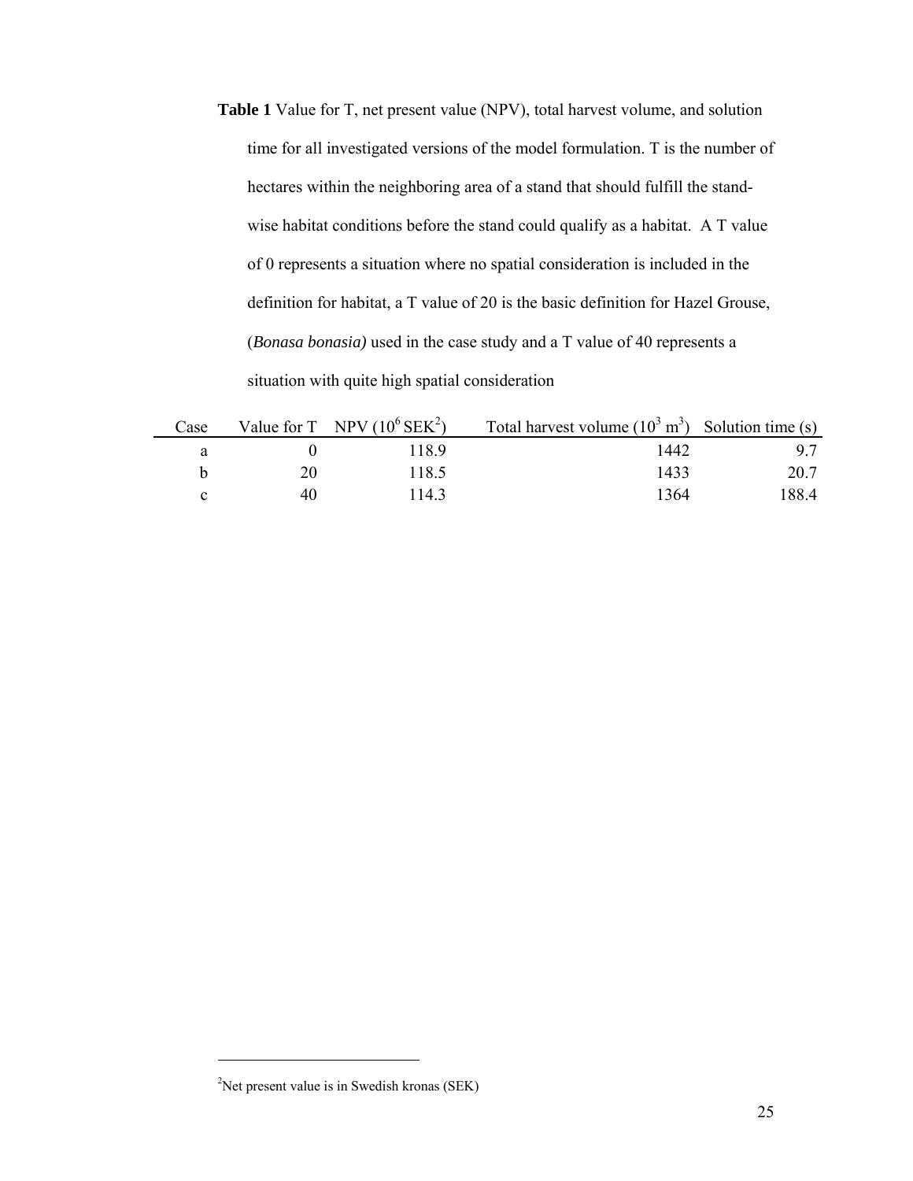**Table 1** Value for T, net present value (NPV), total harvest volume, and solution time for all investigated versions of the model formulation. T is the number of hectares within the neighboring area of a stand that should fulfill the stand-wise habitat conditions before the stand could qualify as a habitat. A T value of 0 represents a situation where no spatial consideration is included in the definition for habitat, a T value of 20 is the basic definition for Hazel Grouse, (*Bonasa bonasia)* used in the case study and a T value of 40 represents a situation with quite high spatial consideration

| Case | Value for T | NPV ($10^6$ SEK[2]) | Total harvest volume ($10^3$ $m^3$) | Solution time (s) |
|---|---|---|---|---|
| a | 0 | 118.9 | 1442 | 9.7 |
| b | 20 | 118.5 | 1433 | 20.7 |
| c | 40 | 114.3 | 1364 | 188.4 |

[2]Net present value is in Swedish kronas (SEK)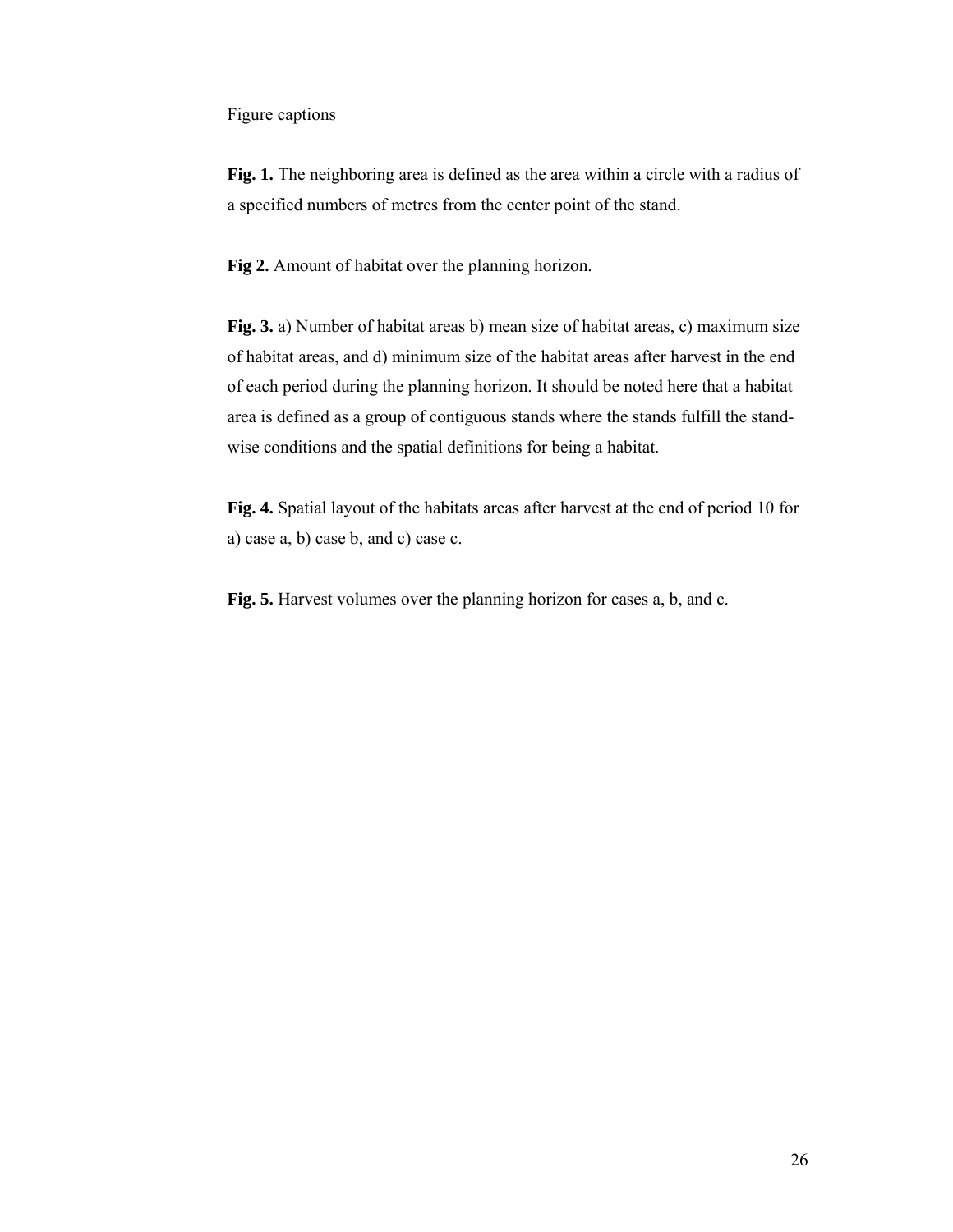Figure captions

**Fig. 1.** The neighboring area is defined as the area within a circle with a radius of a specified numbers of metres from the center point of the stand.

**Fig 2.** Amount of habitat over the planning horizon.

**Fig. 3.** a) Number of habitat areas b) mean size of habitat areas, c) maximum size of habitat areas, and d) minimum size of the habitat areas after harvest in the end of each period during the planning horizon. It should be noted here that a habitat area is defined as a group of contiguous stands where the stands fulfill the stand-wise conditions and the spatial definitions for being a habitat.

**Fig. 4.** Spatial layout of the habitats areas after harvest at the end of period 10 for a) case a, b) case b, and c) case c.

**Fig. 5.** Harvest volumes over the planning horizon for cases a, b, and c.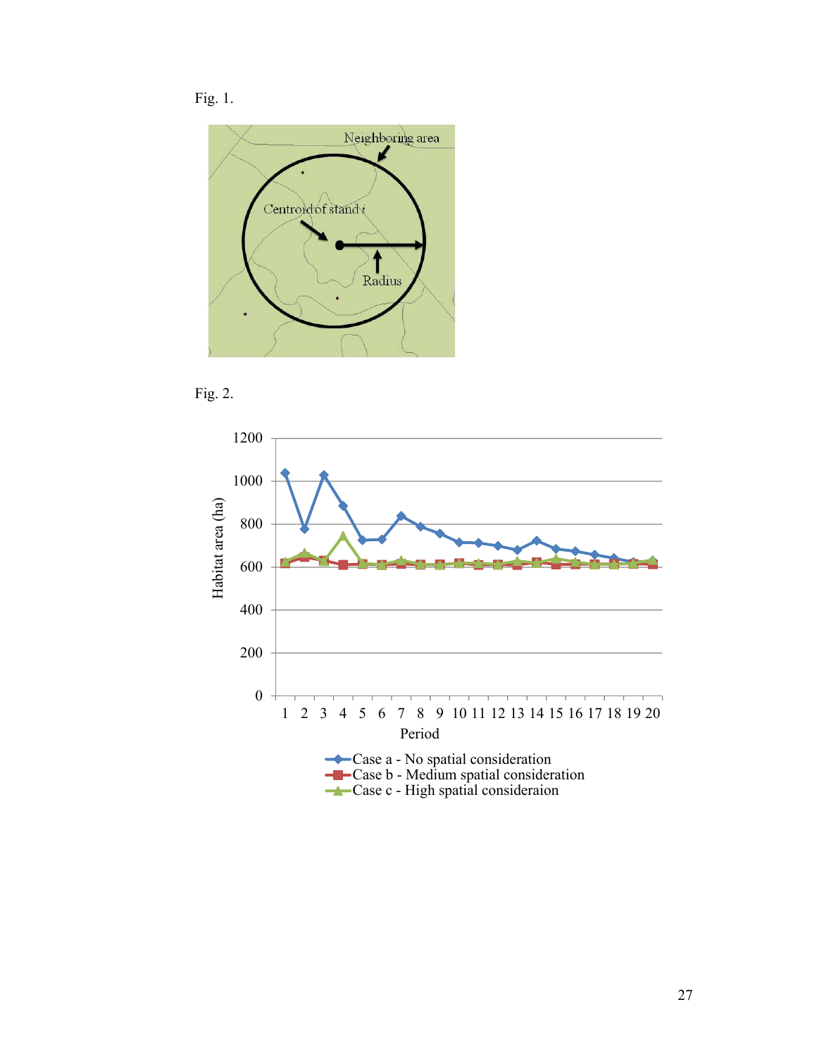Fig. 1.

Fig. 2.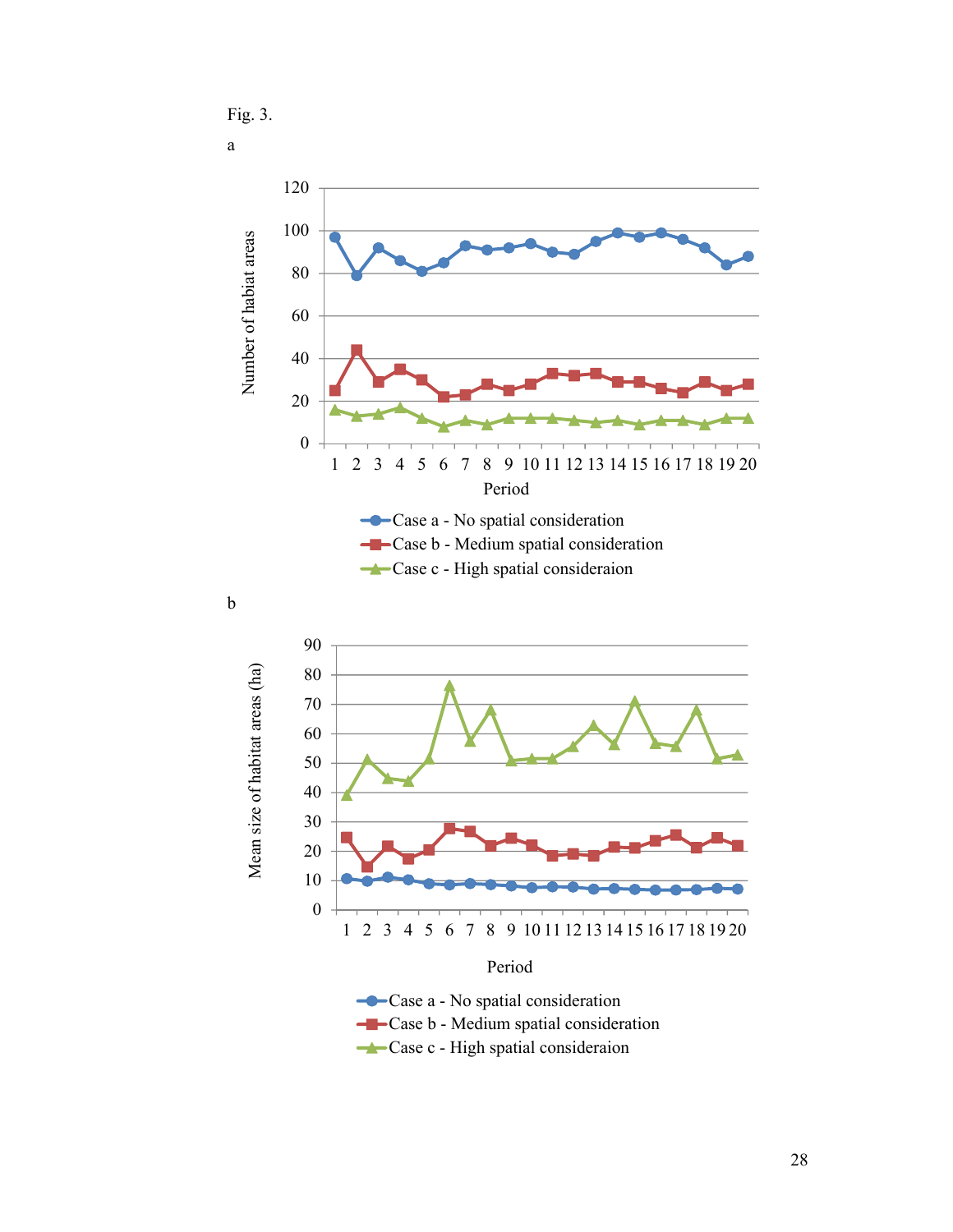Fig. 3.

a

b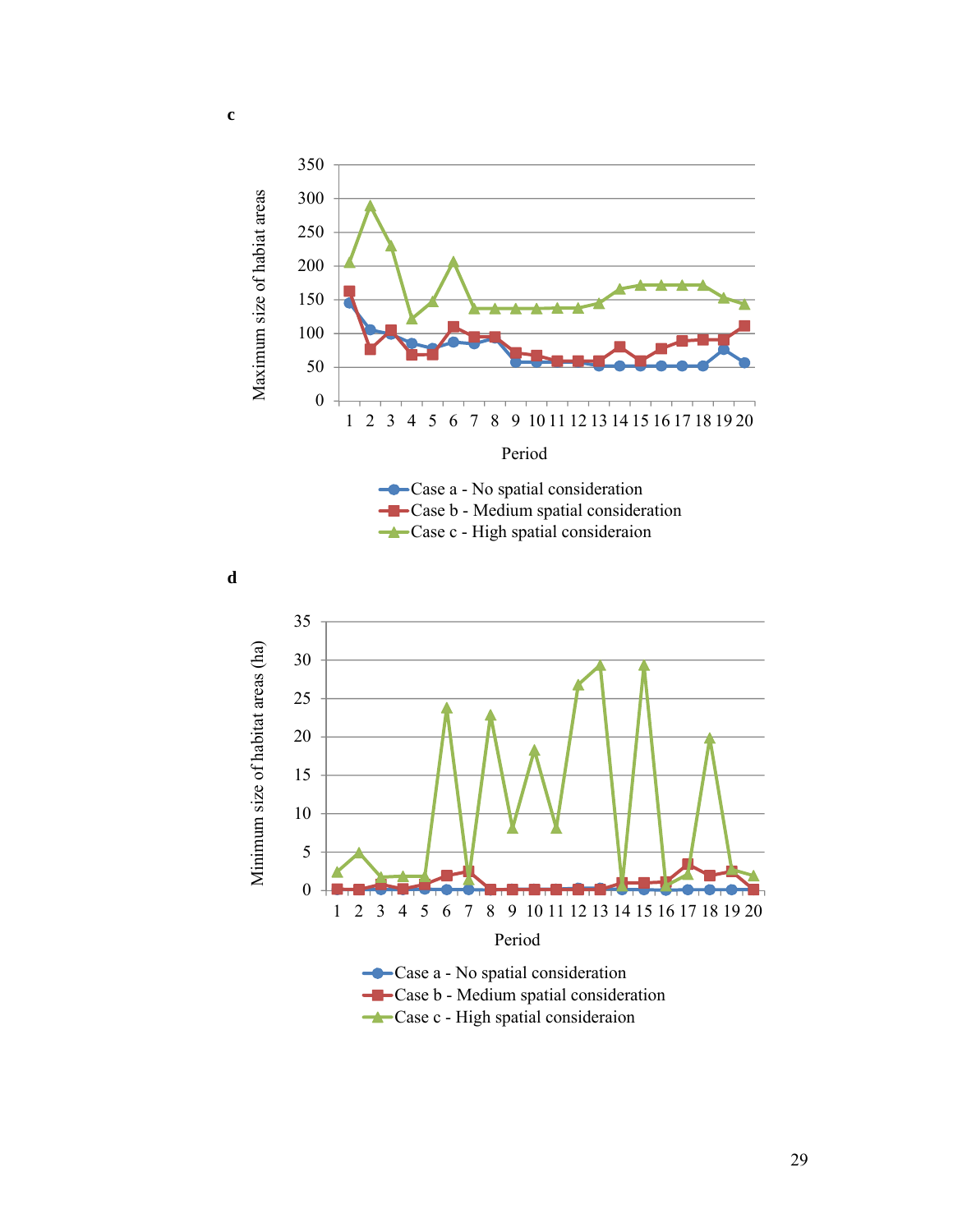**c**

**d**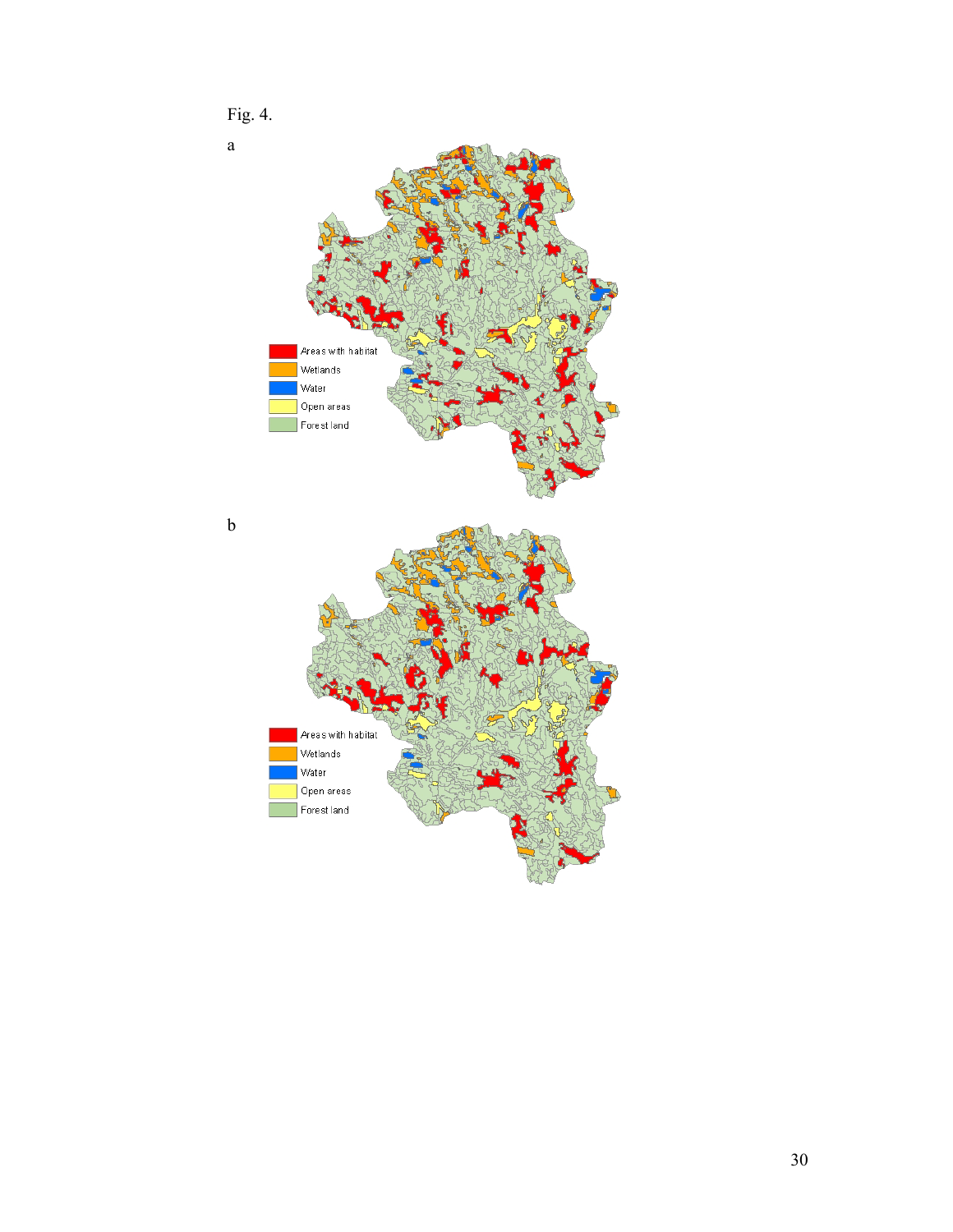Fig. 4.

a

b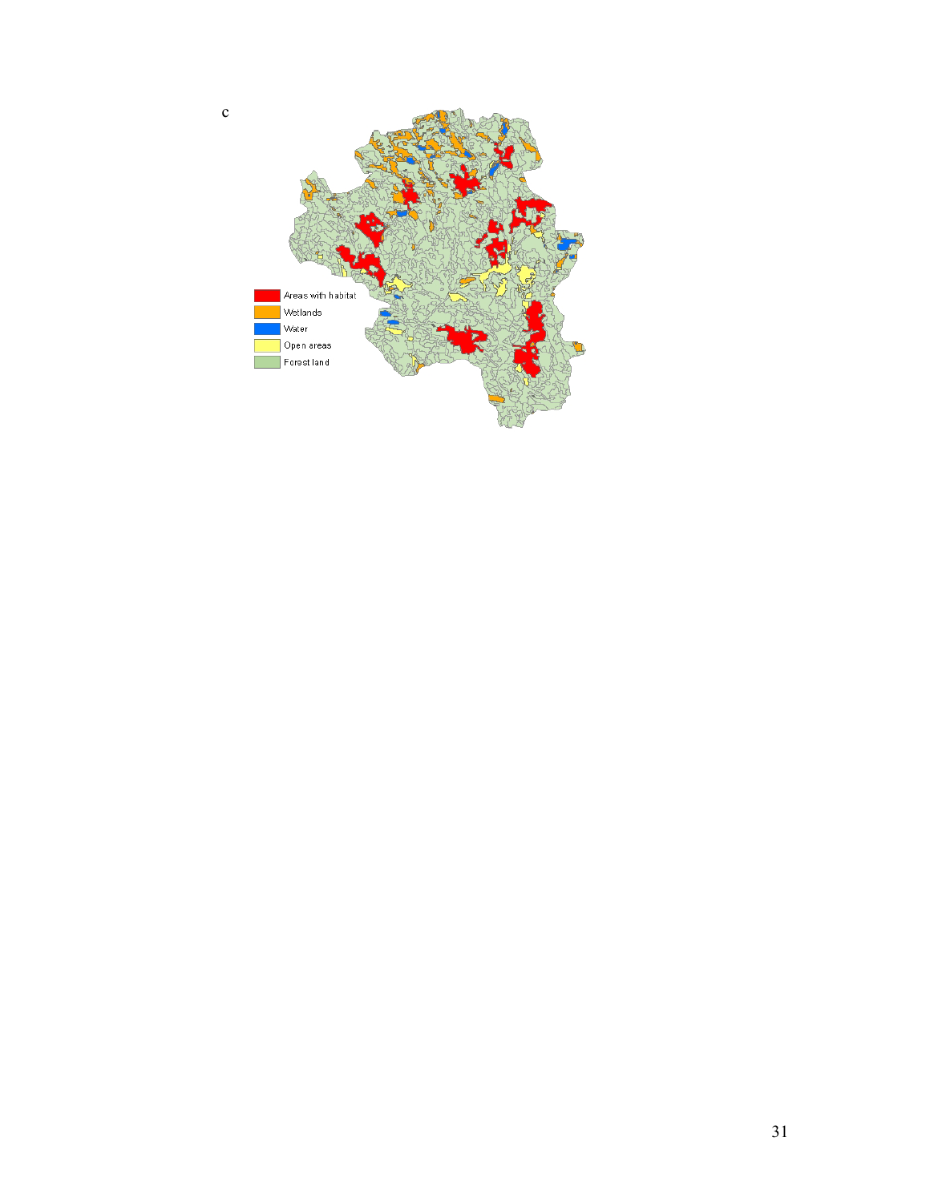c

Areas with habitat

Wetlands

Water

Open areas

Forest land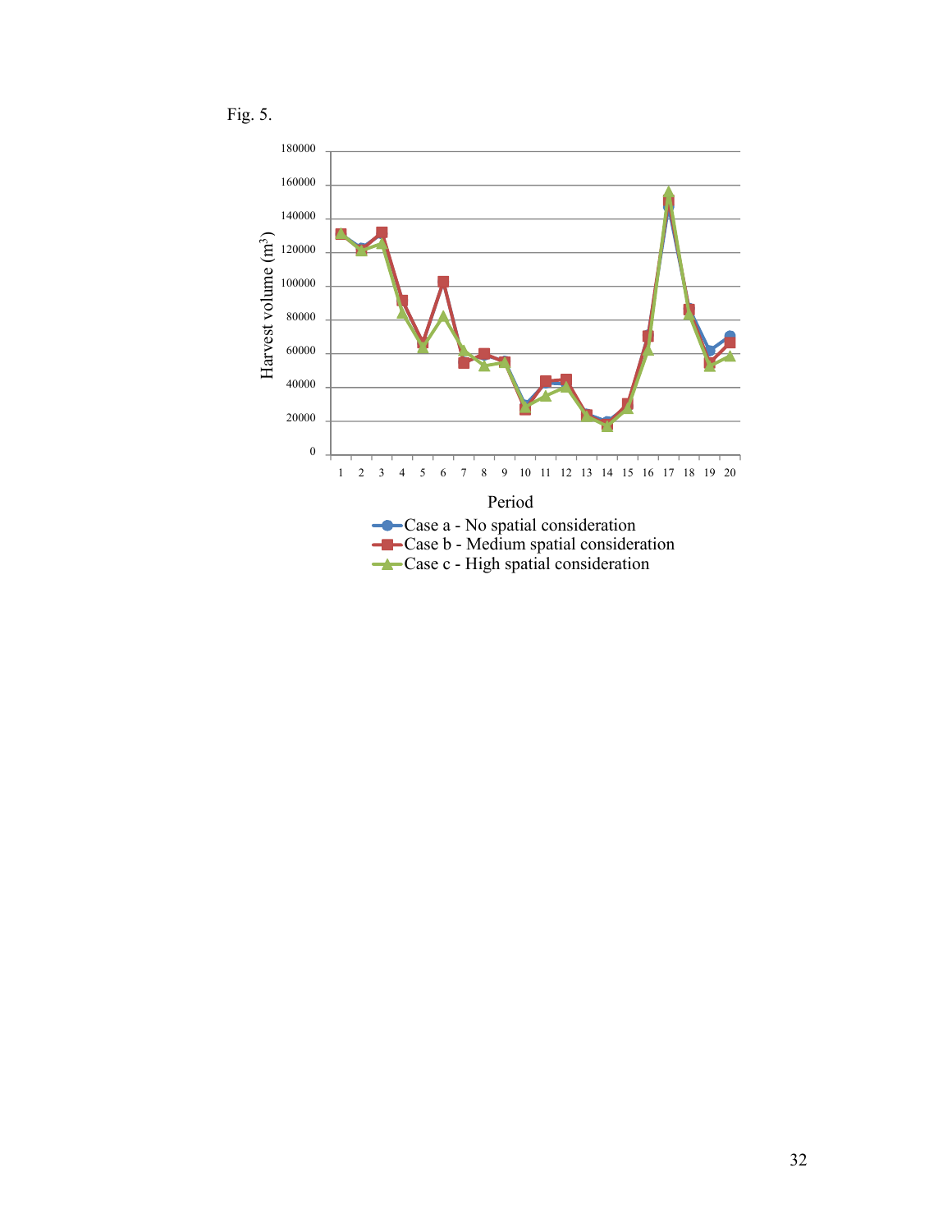Fig. 5.

180000
160000
140000
120000
100000
80000
60000
40000
20000
0

Harvest volume ($m^3$)

1 2 3 4 5 6 7 8 9 10 11 12 13 14 15 16 17 18 19 20

Period

Case a - No spatial consideration
Case b - Medium spatial consideration
Case c - High spatial consideration